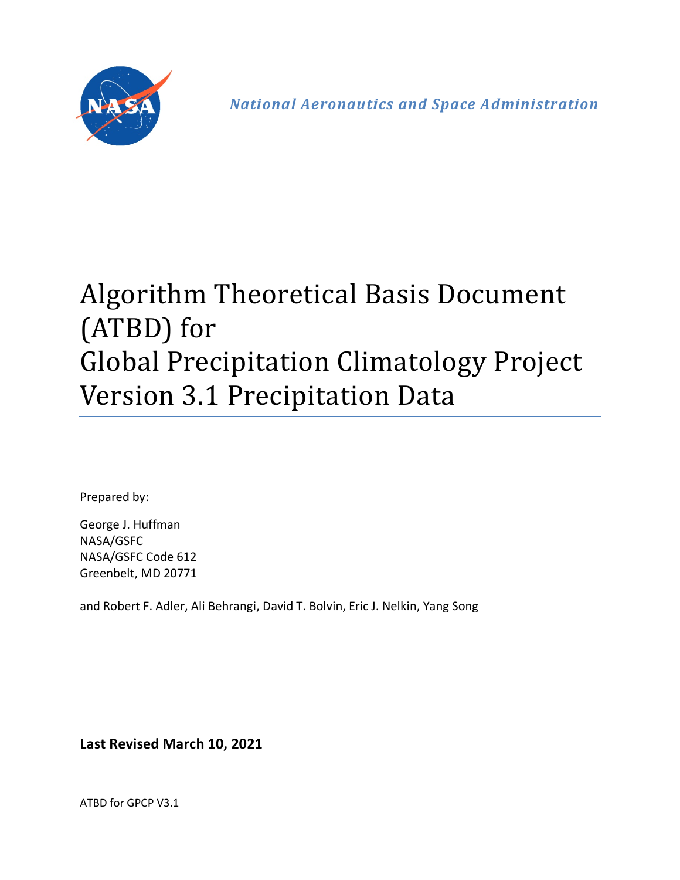*National Aeronautics and Space Administration*

# Algorithm Theoretical Basis Document (ATBD) for Global Precipitation Climatology Project Version 3.1 Precipitation Data

Prepared by:

George J. Huffman
NASA/GSFC
NASA/GSFC Code 612
Greenbelt, MD 20771

and Robert F. Adler, Ali Behrangi, David T. Bolvin, Eric J. Nelkin, Yang Song

**Last Revised March 10, 2021**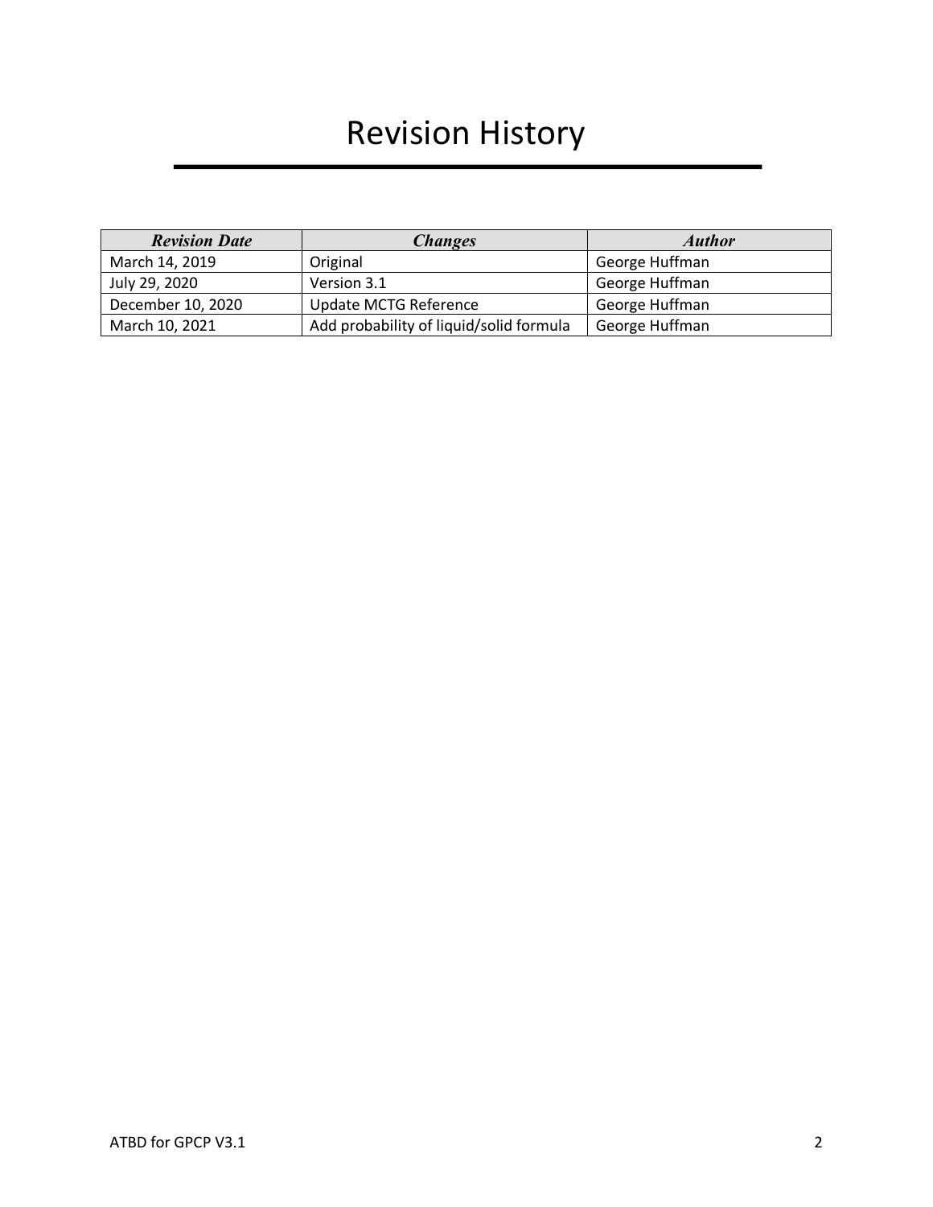# Revision History

| *Revision Date* | *Changes* | *Author* |
| --- | --- | --- |
| March 14, 2019 | Original | George Huffman |
| July 29, 2020 | Version 3.1 | George Huffman |
| December 10, 2020 | Update MCTG Reference | George Huffman |
| March 10, 2021 | Add probability of liquid/solid formula | George Huffman |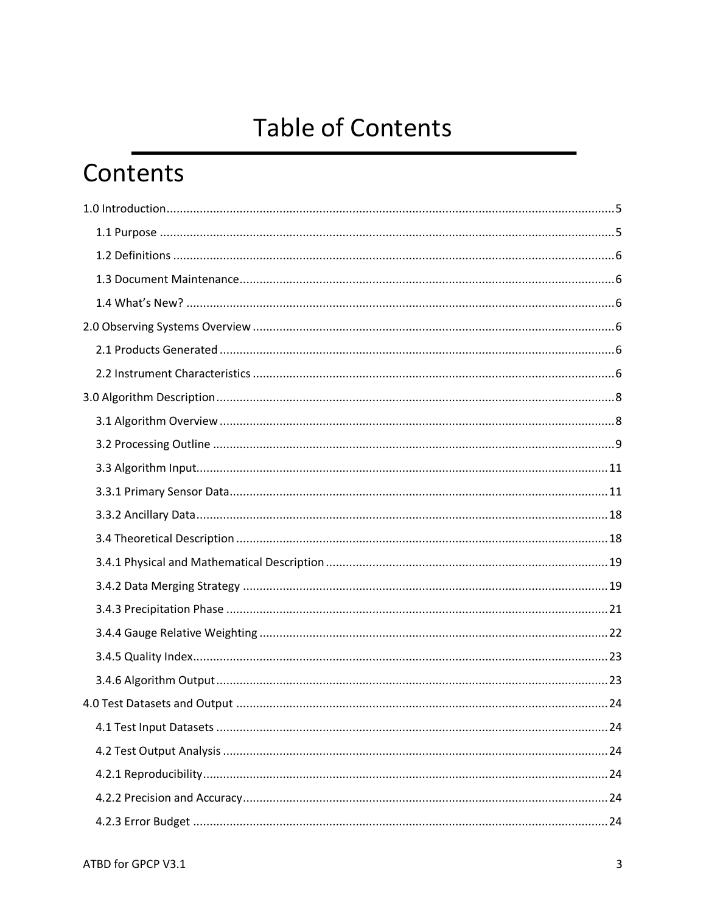# Table of Contents

## Contents

1.0 Introduction........................................................................................................................5

- 1.1 Purpose ........................................................................................................................5
- 1.2 Definitions ....................................................................................................................6
- 1.3 Document Maintenance................................................................................................6
- 1.4 What's New? ................................................................................................................6

2.0 Observing Systems Overview ............................................................................................6

- 2.1 Products Generated ......................................................................................................6
- 2.2 Instrument Characteristics ............................................................................................6

3.0 Algorithm Description.........................................................................................................8

- 3.1 Algorithm Overview ......................................................................................................8
- 3.2 Processing Outline ........................................................................................................9
- 3.3 Algorithm Input...........................................................................................................11
- 3.3.1 Primary Sensor Data.................................................................................................11
- 3.3.2 Ancillary Data...........................................................................................................18
- 3.4 Theoretical Description ...............................................................................................18
- 3.4.1 Physical and Mathematical Description ....................................................................19
- 3.4.2 Data Merging Strategy .............................................................................................19
- 3.4.3 Precipitation Phase ..................................................................................................21
- 3.4.4 Gauge Relative Weighting ........................................................................................22
- 3.4.5 Quality Index............................................................................................................23
- 3.4.6 Algorithm Output .....................................................................................................23

4.0 Test Datasets and Output ................................................................................................24

- 4.1 Test Input Datasets .....................................................................................................24
- 4.2 Test Output Analysis ...................................................................................................24
- 4.2.1 Reproducibility.........................................................................................................24
- 4.2.2 Precision and Accuracy.............................................................................................24
- 4.2.3 Error Budget ............................................................................................................24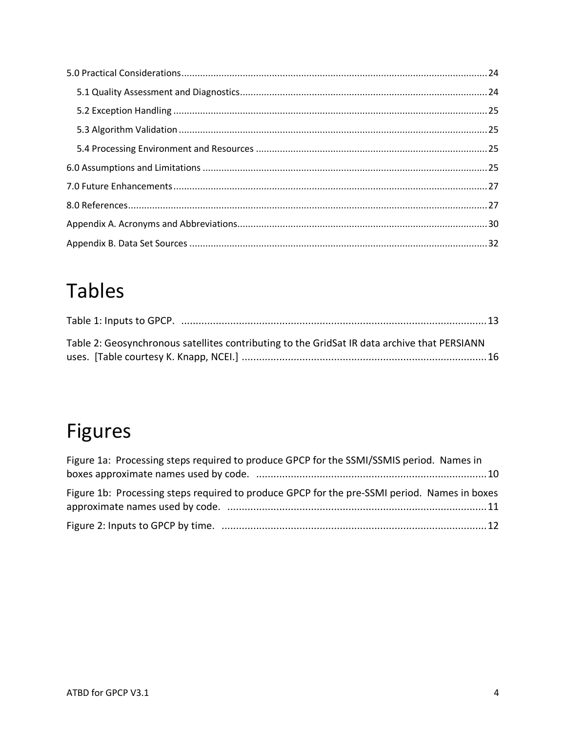5.0 Practical Considerations .......... 24

5.1 Quality Assessment and Diagnostics .......... 24

5.2 Exception Handling .......... 25

5.3 Algorithm Validation .......... 25

5.4 Processing Environment and Resources .......... 25

6.0 Assumptions and Limitations .......... 25

7.0 Future Enhancements .......... 27

8.0 References .......... 27

Appendix A. Acronyms and Abbreviations .......... 30

Appendix B. Data Set Sources .......... 32

# Tables

Table 1: Inputs to GPCP. .......... 13

Table 2: Geosynchronous satellites contributing to the GridSat IR data archive that PERSIANN uses. [Table courtesy K. Knapp, NCEI.] .......... 16

# Figures

Figure 1a: Processing steps required to produce GPCP for the SSMI/SSMIS period. Names in boxes approximate names used by code. .......... 10

Figure 1b: Processing steps required to produce GPCP for the pre-SSMI period. Names in boxes approximate names used by code. .......... 11

Figure 2: Inputs to GPCP by time. .......... 12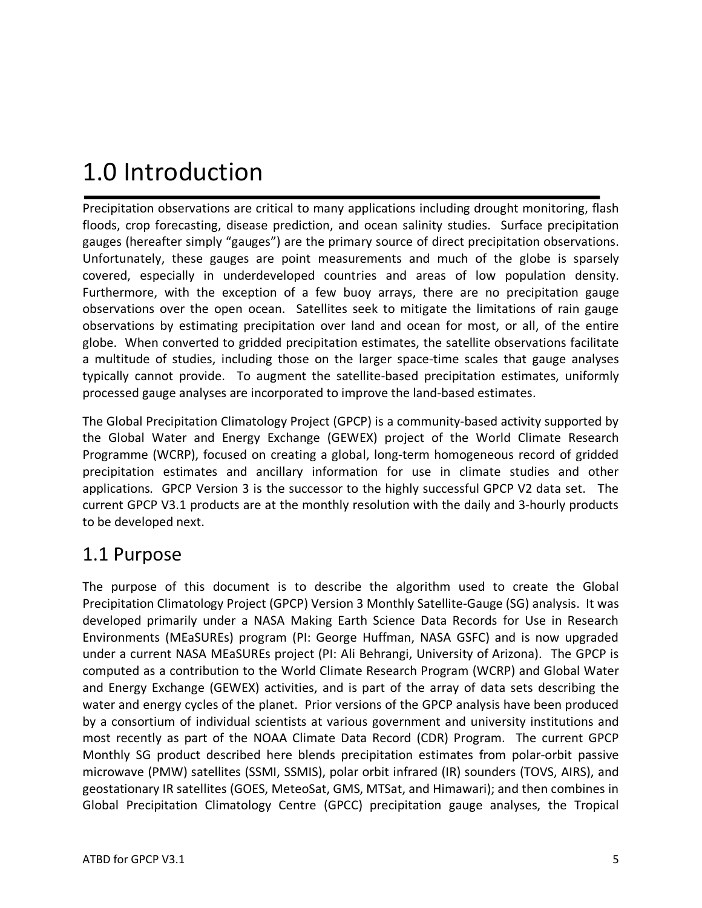# 1.0 Introduction

Precipitation observations are critical to many applications including drought monitoring, flash floods, crop forecasting, disease prediction, and ocean salinity studies. Surface precipitation gauges (hereafter simply "gauges") are the primary source of direct precipitation observations. Unfortunately, these gauges are point measurements and much of the globe is sparsely covered, especially in underdeveloped countries and areas of low population density. Furthermore, with the exception of a few buoy arrays, there are no precipitation gauge observations over the open ocean. Satellites seek to mitigate the limitations of rain gauge observations by estimating precipitation over land and ocean for most, or all, of the entire globe. When converted to gridded precipitation estimates, the satellite observations facilitate a multitude of studies, including those on the larger space-time scales that gauge analyses typically cannot provide. To augment the satellite-based precipitation estimates, uniformly processed gauge analyses are incorporated to improve the land-based estimates.

The Global Precipitation Climatology Project (GPCP) is a community-based activity supported by the Global Water and Energy Exchange (GEWEX) project of the World Climate Research Programme (WCRP), focused on creating a global, long-term homogeneous record of gridded precipitation estimates and ancillary information for use in climate studies and other applications. GPCP Version 3 is the successor to the highly successful GPCP V2 data set. The current GPCP V3.1 products are at the monthly resolution with the daily and 3-hourly products to be developed next.

## 1.1 Purpose

The purpose of this document is to describe the algorithm used to create the Global Precipitation Climatology Project (GPCP) Version 3 Monthly Satellite-Gauge (SG) analysis. It was developed primarily under a NASA Making Earth Science Data Records for Use in Research Environments (MEaSUREs) program (PI: George Huffman, NASA GSFC) and is now upgraded under a current NASA MEaSUREs project (PI: Ali Behrangi, University of Arizona). The GPCP is computed as a contribution to the World Climate Research Program (WCRP) and Global Water and Energy Exchange (GEWEX) activities, and is part of the array of data sets describing the water and energy cycles of the planet. Prior versions of the GPCP analysis have been produced by a consortium of individual scientists at various government and university institutions and most recently as part of the NOAA Climate Data Record (CDR) Program. The current GPCP Monthly SG product described here blends precipitation estimates from polar-orbit passive microwave (PMW) satellites (SSMI, SSMIS), polar orbit infrared (IR) sounders (TOVS, AIRS), and geostationary IR satellites (GOES, MeteoSat, GMS, MTSat, and Himawari); and then combines in Global Precipitation Climatology Centre (GPCC) precipitation gauge analyses, the Tropical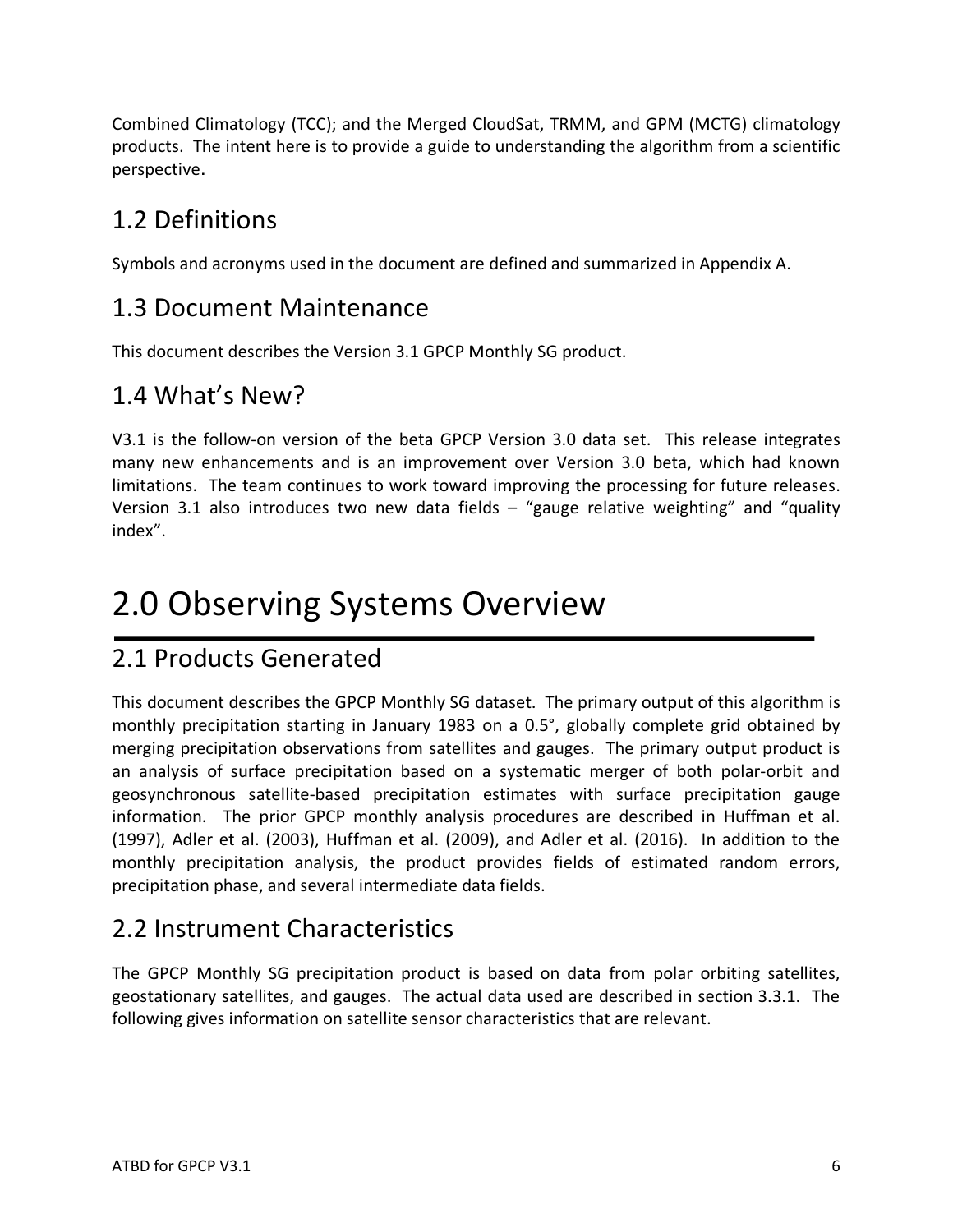Combined Climatology (TCC); and the Merged CloudSat, TRMM, and GPM (MCTG) climatology products. The intent here is to provide a guide to understanding the algorithm from a scientific perspective.

## 1.2 Definitions

Symbols and acronyms used in the document are defined and summarized in Appendix A.

## 1.3 Document Maintenance

This document describes the Version 3.1 GPCP Monthly SG product.

## 1.4 What's New?

V3.1 is the follow-on version of the beta GPCP Version 3.0 data set. This release integrates many new enhancements and is an improvement over Version 3.0 beta, which had known limitations. The team continues to work toward improving the processing for future releases. Version 3.1 also introduces two new data fields – "gauge relative weighting" and "quality index".

# 2.0 Observing Systems Overview

## 2.1 Products Generated

This document describes the GPCP Monthly SG dataset. The primary output of this algorithm is monthly precipitation starting in January 1983 on a 0.5°, globally complete grid obtained by merging precipitation observations from satellites and gauges. The primary output product is an analysis of surface precipitation based on a systematic merger of both polar-orbit and geosynchronous satellite-based precipitation estimates with surface precipitation gauge information. The prior GPCP monthly analysis procedures are described in Huffman et al. (1997), Adler et al. (2003), Huffman et al. (2009), and Adler et al. (2016). In addition to the monthly precipitation analysis, the product provides fields of estimated random errors, precipitation phase, and several intermediate data fields.

## 2.2 Instrument Characteristics

The GPCP Monthly SG precipitation product is based on data from polar orbiting satellites, geostationary satellites, and gauges. The actual data used are described in section 3.3.1. The following gives information on satellite sensor characteristics that are relevant.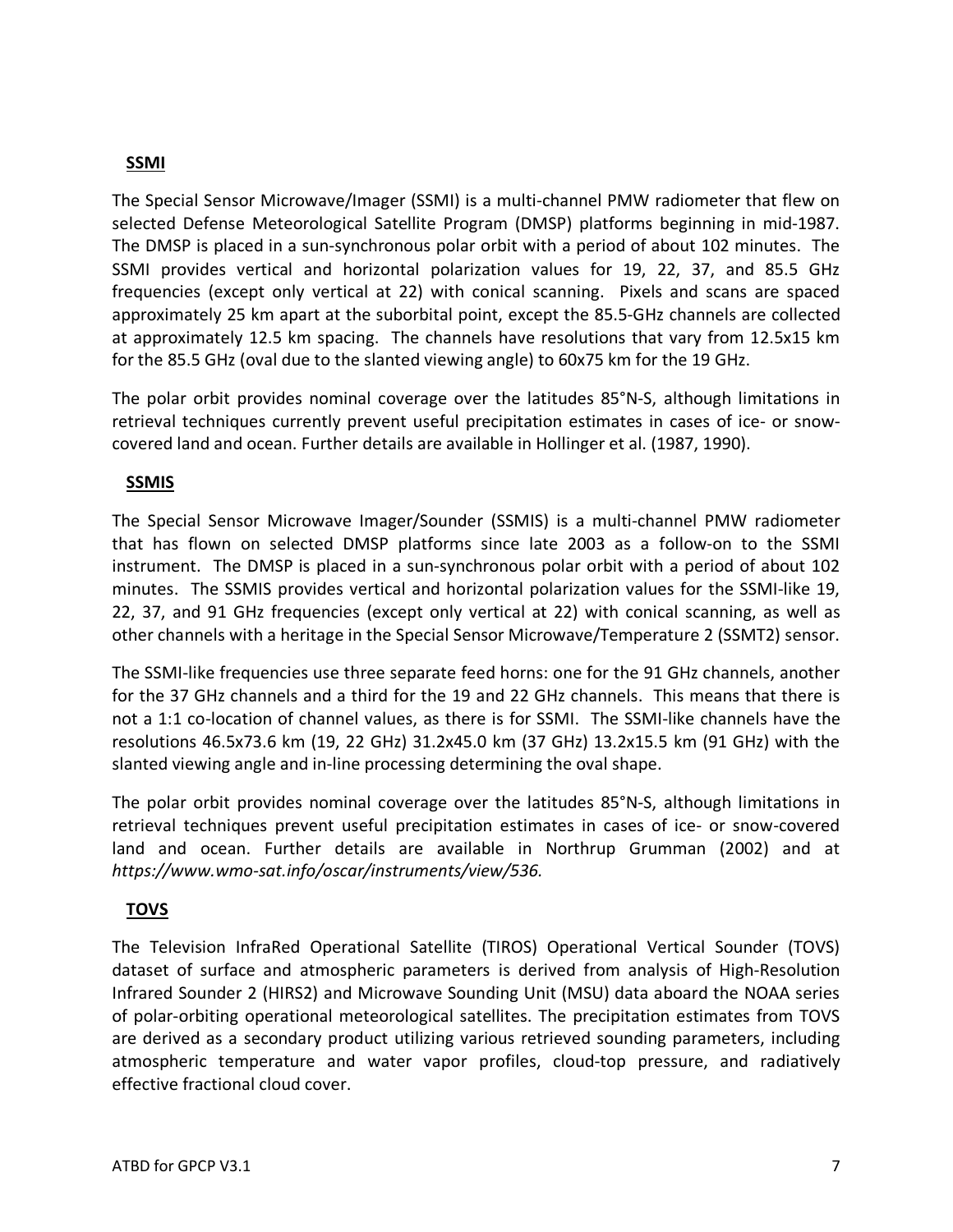## SSMI

The Special Sensor Microwave/Imager (SSMI) is a multi-channel PMW radiometer that flew on selected Defense Meteorological Satellite Program (DMSP) platforms beginning in mid-1987. The DMSP is placed in a sun-synchronous polar orbit with a period of about 102 minutes. The SSMI provides vertical and horizontal polarization values for 19, 22, 37, and 85.5 GHz frequencies (except only vertical at 22) with conical scanning. Pixels and scans are spaced approximately 25 km apart at the suborbital point, except the 85.5-GHz channels are collected at approximately 12.5 km spacing. The channels have resolutions that vary from 12.5x15 km for the 85.5 GHz (oval due to the slanted viewing angle) to 60x75 km for the 19 GHz.

The polar orbit provides nominal coverage over the latitudes 85°N-S, although limitations in retrieval techniques currently prevent useful precipitation estimates in cases of ice- or snow-covered land and ocean. Further details are available in Hollinger et al. (1987, 1990).

## SSMIS

The Special Sensor Microwave Imager/Sounder (SSMIS) is a multi-channel PMW radiometer that has flown on selected DMSP platforms since late 2003 as a follow-on to the SSMI instrument. The DMSP is placed in a sun-synchronous polar orbit with a period of about 102 minutes. The SSMIS provides vertical and horizontal polarization values for the SSMI-like 19, 22, 37, and 91 GHz frequencies (except only vertical at 22) with conical scanning, as well as other channels with a heritage in the Special Sensor Microwave/Temperature 2 (SSMT2) sensor.

The SSMI-like frequencies use three separate feed horns: one for the 91 GHz channels, another for the 37 GHz channels and a third for the 19 and 22 GHz channels. This means that there is not a 1:1 co-location of channel values, as there is for SSMI. The SSMI-like channels have the resolutions 46.5x73.6 km (19, 22 GHz) 31.2x45.0 km (37 GHz) 13.2x15.5 km (91 GHz) with the slanted viewing angle and in-line processing determining the oval shape.

The polar orbit provides nominal coverage over the latitudes 85°N-S, although limitations in retrieval techniques prevent useful precipitation estimates in cases of ice- or snow-covered land and ocean. Further details are available in Northrup Grumman (2002) and at *https://www.wmo-sat.info/oscar/instruments/view/536.*

## TOVS

The Television InfraRed Operational Satellite (TIROS) Operational Vertical Sounder (TOVS) dataset of surface and atmospheric parameters is derived from analysis of High-Resolution Infrared Sounder 2 (HIRS2) and Microwave Sounding Unit (MSU) data aboard the NOAA series of polar-orbiting operational meteorological satellites. The precipitation estimates from TOVS are derived as a secondary product utilizing various retrieved sounding parameters, including atmospheric temperature and water vapor profiles, cloud-top pressure, and radiatively effective fractional cloud cover.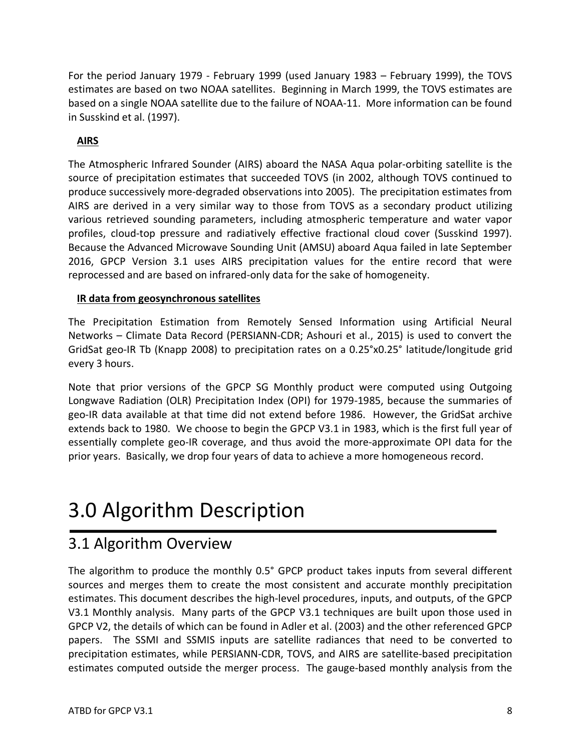For the period January 1979 - February 1999 (used January 1983 – February 1999), the TOVS estimates are based on two NOAA satellites. Beginning in March 1999, the TOVS estimates are based on a single NOAA satellite due to the failure of NOAA-11. More information can be found in Susskind et al. (1997).

**AIRS**

The Atmospheric Infrared Sounder (AIRS) aboard the NASA Aqua polar-orbiting satellite is the source of precipitation estimates that succeeded TOVS (in 2002, although TOVS continued to produce successively more-degraded observations into 2005). The precipitation estimates from AIRS are derived in a very similar way to those from TOVS as a secondary product utilizing various retrieved sounding parameters, including atmospheric temperature and water vapor profiles, cloud-top pressure and radiatively effective fractional cloud cover (Susskind 1997). Because the Advanced Microwave Sounding Unit (AMSU) aboard Aqua failed in late September 2016, GPCP Version 3.1 uses AIRS precipitation values for the entire record that were reprocessed and are based on infrared-only data for the sake of homogeneity.

**IR data from geosynchronous satellites**

The Precipitation Estimation from Remotely Sensed Information using Artificial Neural Networks – Climate Data Record (PERSIANN-CDR; Ashouri et al., 2015) is used to convert the GridSat geo-IR Tb (Knapp 2008) to precipitation rates on a 0.25°x0.25° latitude/longitude grid every 3 hours.

Note that prior versions of the GPCP SG Monthly product were computed using Outgoing Longwave Radiation (OLR) Precipitation Index (OPI) for 1979-1985, because the summaries of geo-IR data available at that time did not extend before 1986. However, the GridSat archive extends back to 1980. We choose to begin the GPCP V3.1 in 1983, which is the first full year of essentially complete geo-IR coverage, and thus avoid the more-approximate OPI data for the prior years. Basically, we drop four years of data to achieve a more homogeneous record.

# 3.0 Algorithm Description

## 3.1 Algorithm Overview

The algorithm to produce the monthly 0.5° GPCP product takes inputs from several different sources and merges them to create the most consistent and accurate monthly precipitation estimates. This document describes the high-level procedures, inputs, and outputs, of the GPCP V3.1 Monthly analysis. Many parts of the GPCP V3.1 techniques are built upon those used in GPCP V2, the details of which can be found in Adler et al. (2003) and the other referenced GPCP papers. The SSMI and SSMIS inputs are satellite radiances that need to be converted to precipitation estimates, while PERSIANN-CDR, TOVS, and AIRS are satellite-based precipitation estimates computed outside the merger process. The gauge-based monthly analysis from the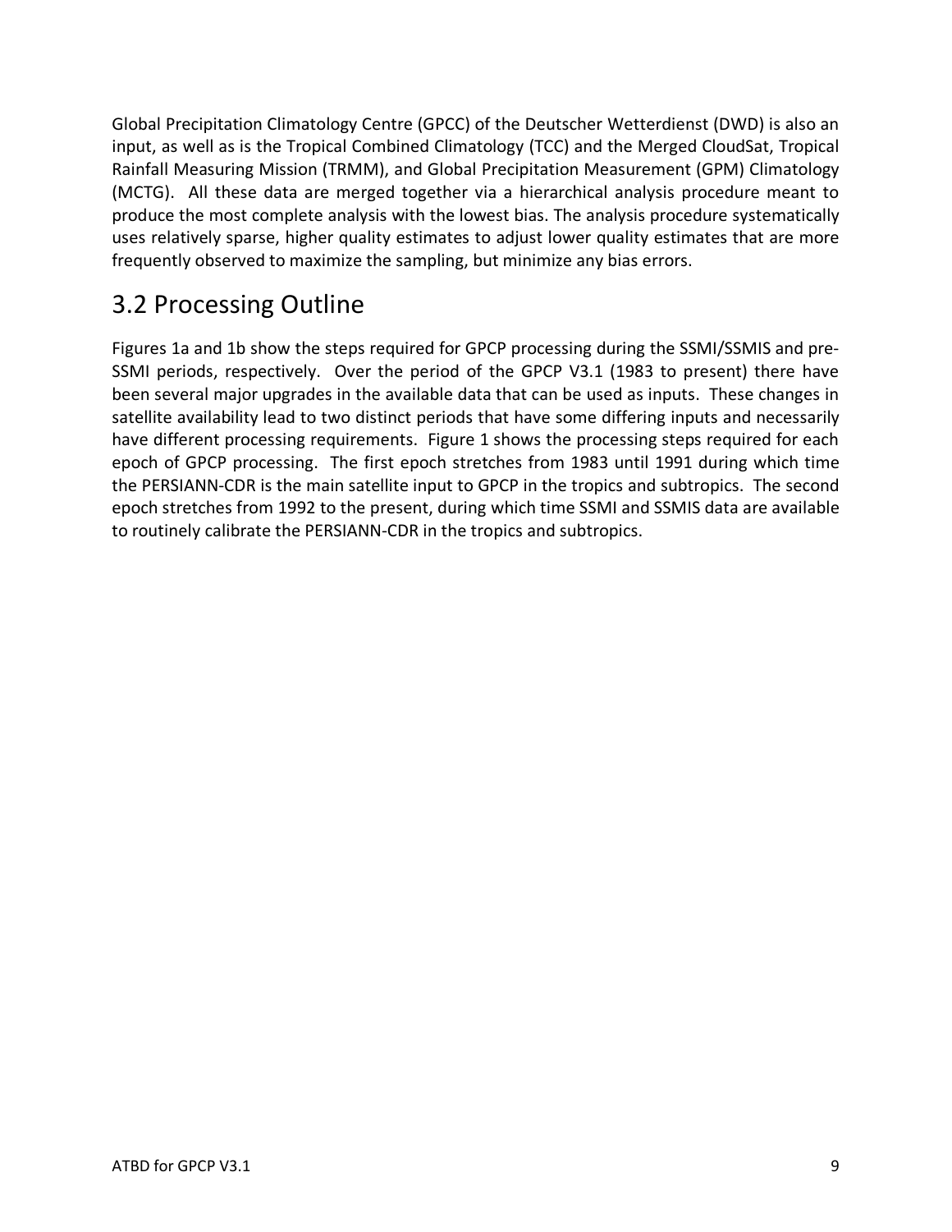Global Precipitation Climatology Centre (GPCC) of the Deutscher Wetterdienst (DWD) is also an input, as well as is the Tropical Combined Climatology (TCC) and the Merged CloudSat, Tropical Rainfall Measuring Mission (TRMM), and Global Precipitation Measurement (GPM) Climatology (MCTG). All these data are merged together via a hierarchical analysis procedure meant to produce the most complete analysis with the lowest bias. The analysis procedure systematically uses relatively sparse, higher quality estimates to adjust lower quality estimates that are more frequently observed to maximize the sampling, but minimize any bias errors.

## 3.2 Processing Outline

Figures 1a and 1b show the steps required for GPCP processing during the SSMI/SSMIS and pre-SSMI periods, respectively. Over the period of the GPCP V3.1 (1983 to present) there have been several major upgrades in the available data that can be used as inputs. These changes in satellite availability lead to two distinct periods that have some differing inputs and necessarily have different processing requirements. Figure 1 shows the processing steps required for each epoch of GPCP processing. The first epoch stretches from 1983 until 1991 during which time the PERSIANN-CDR is the main satellite input to GPCP in the tropics and subtropics. The second epoch stretches from 1992 to the present, during which time SSMI and SSMIS data are available to routinely calibrate the PERSIANN-CDR in the tropics and subtropics.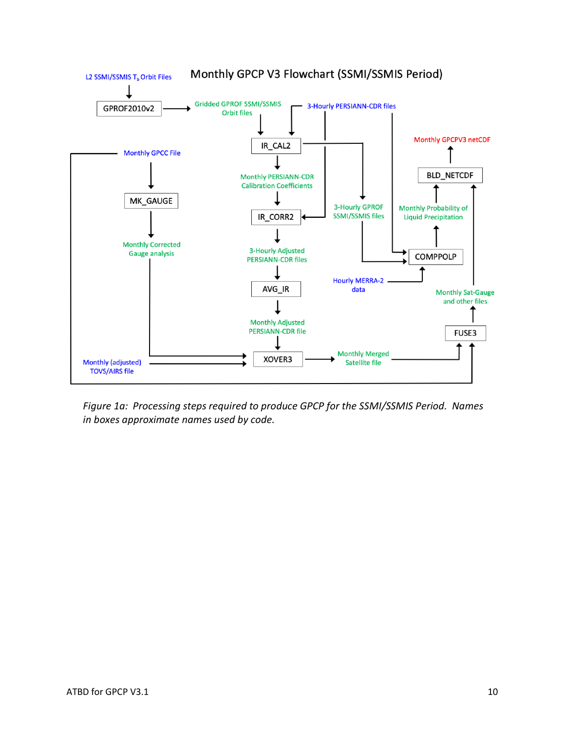Monthly GPCP V3 Flowchart (SSMI/SSMIS Period)

*Figure 1a: Processing steps required to produce GPCP for the SSMI/SSMIS Period. Names in boxes approximate names used by code.*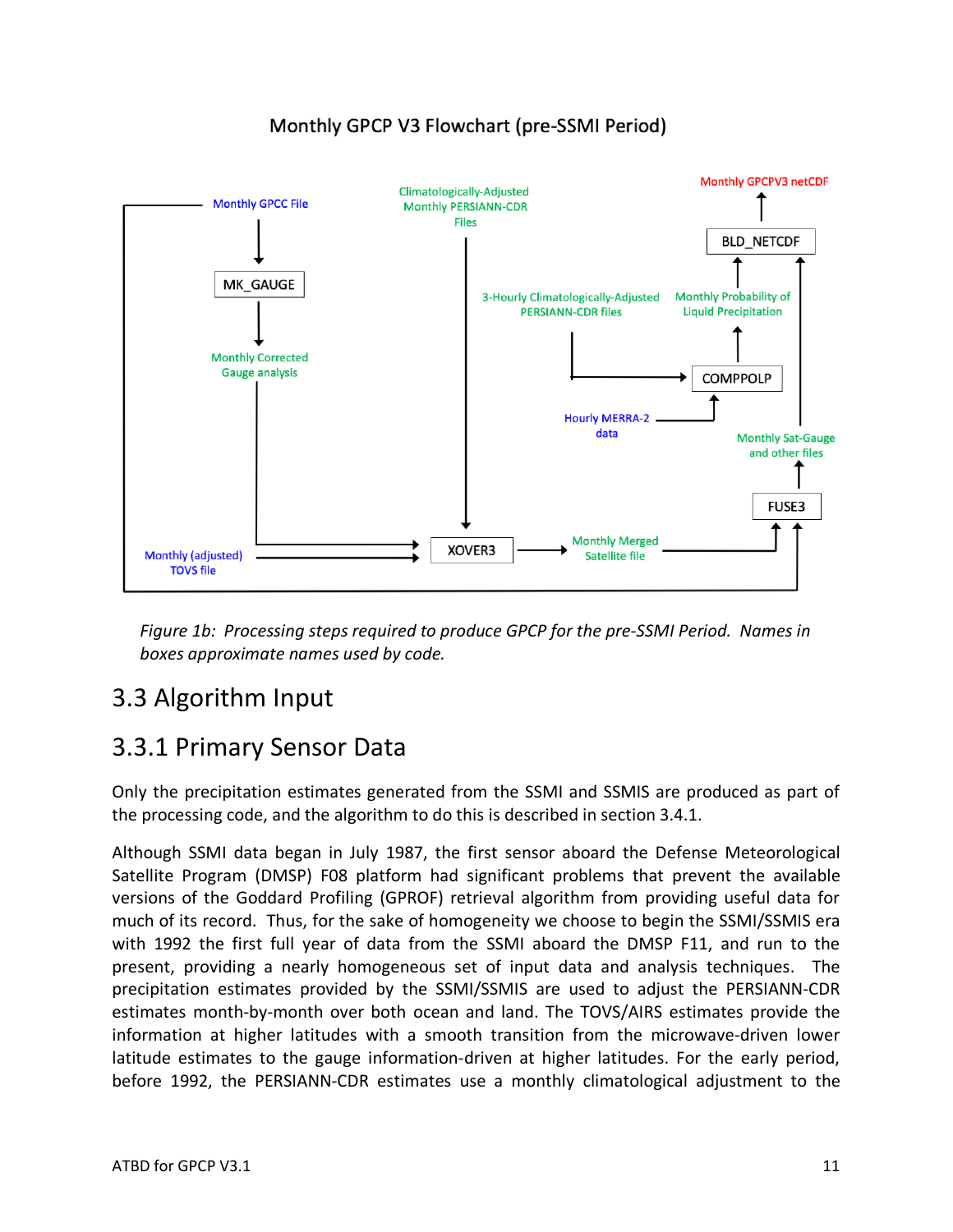Monthly GPCP V3 Flowchart (pre-SSMI Period)

Monthly GPCC File

MK_GAUGE

Monthly Corrected Gauge analysis

Climatologically-Adjusted Monthly PERSIANN-CDR Files

3-Hourly Climatologically-Adjusted PERSIANN-CDR files

Hourly MERRA-2 data

COMPPOLP

Monthly Probability of Liquid Precipitation

BLD_NETCDF

Monthly GPCPV3 netCDF

Monthly Sat-Gauge and other files

FUSE3

Monthly (adjusted) TOVS file

XOVER3

Monthly Merged Satellite file

*Figure 1b: Processing steps required to produce GPCP for the pre-SSMI Period. Names in boxes approximate names used by code.*

## 3.3 Algorithm Input

### 3.3.1 Primary Sensor Data

Only the precipitation estimates generated from the SSMI and SSMIS are produced as part of the processing code, and the algorithm to do this is described in section 3.4.1.

Although SSMI data began in July 1987, the first sensor aboard the Defense Meteorological Satellite Program (DMSP) F08 platform had significant problems that prevent the available versions of the Goddard Profiling (GPROF) retrieval algorithm from providing useful data for much of its record. Thus, for the sake of homogeneity we choose to begin the SSMI/SSMIS era with 1992 the first full year of data from the SSMI aboard the DMSP F11, and run to the present, providing a nearly homogeneous set of input data and analysis techniques. The precipitation estimates provided by the SSMI/SSMIS are used to adjust the PERSIANN-CDR estimates month-by-month over both ocean and land. The TOVS/AIRS estimates provide the information at higher latitudes with a smooth transition from the microwave-driven lower latitude estimates to the gauge information-driven at higher latitudes. For the early period, before 1992, the PERSIANN-CDR estimates use a monthly climatological adjustment to the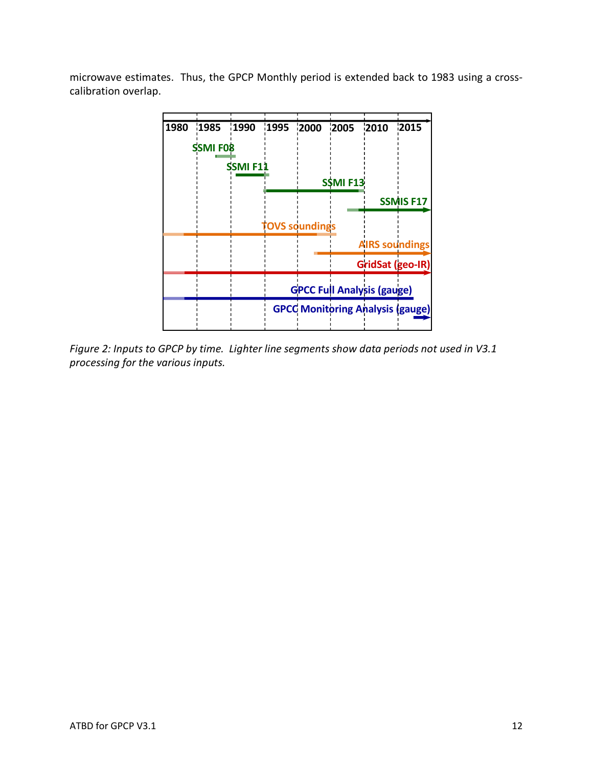microwave estimates.  Thus, the GPCP Monthly period is extended back to 1983 using a cross-calibration overlap.

*Figure 2: Inputs to GPCP by time.  Lighter line segments show data periods not used in V3.1 processing for the various inputs.*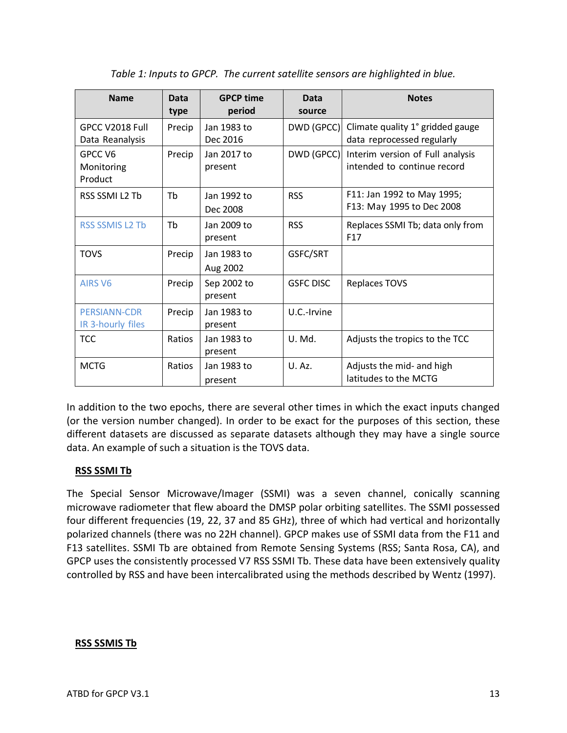*Table 1: Inputs to GPCP. The current satellite sensors are highlighted in blue.*

| Name | Data type | GPCP time period | Data source | Notes |
|---|---|---|---|---|
| GPCC V2018 Full Data Reanalysis | Precip | Jan 1983 to Dec 2016 | DWD (GPCC) | Climate quality 1° gridded gauge data reprocessed regularly |
| GPCC V6 Monitoring Product | Precip | Jan 2017 to present | DWD (GPCC) | Interim version of Full analysis intended to continue record |
| RSS SSMI L2 Tb | Tb | Jan 1992 to Dec 2008 | RSS | F11: Jan 1992 to May 1995; F13: May 1995 to Dec 2008 |
| RSS SSMIS L2 Tb | Tb | Jan 2009 to present | RSS | Replaces SSMI Tb; data only from F17 |
| TOVS | Precip | Jan 1983 to Aug 2002 | GSFC/SRT | |
| AIRS V6 | Precip | Sep 2002 to present | GSFC DISC | Replaces TOVS |
| PERSIANN-CDR IR 3-hourly files | Precip | Jan 1983 to present | U.C.-Irvine | |
| TCC | Ratios | Jan 1983 to present | U. Md. | Adjusts the tropics to the TCC |
| MCTG | Ratios | Jan 1983 to present | U. Az. | Adjusts the mid- and high latitudes to the MCTG |

In addition to the two epochs, there are several other times in which the exact inputs changed (or the version number changed). In order to be exact for the purposes of this section, these different datasets are discussed as separate datasets although they may have a single source data. An example of such a situation is the TOVS data.

**RSS SSMI Tb**

The Special Sensor Microwave/Imager (SSMI) was a seven channel, conically scanning microwave radiometer that flew aboard the DMSP polar orbiting satellites. The SSMI possessed four different frequencies (19, 22, 37 and 85 GHz), three of which had vertical and horizontally polarized channels (there was no 22H channel). GPCP makes use of SSMI data from the F11 and F13 satellites. SSMI Tb are obtained from Remote Sensing Systems (RSS; Santa Rosa, CA), and GPCP uses the consistently processed V7 RSS SSMI Tb. These data have been extensively quality controlled by RSS and have been intercalibrated using the methods described by Wentz (1997).

**RSS SSMIS Tb**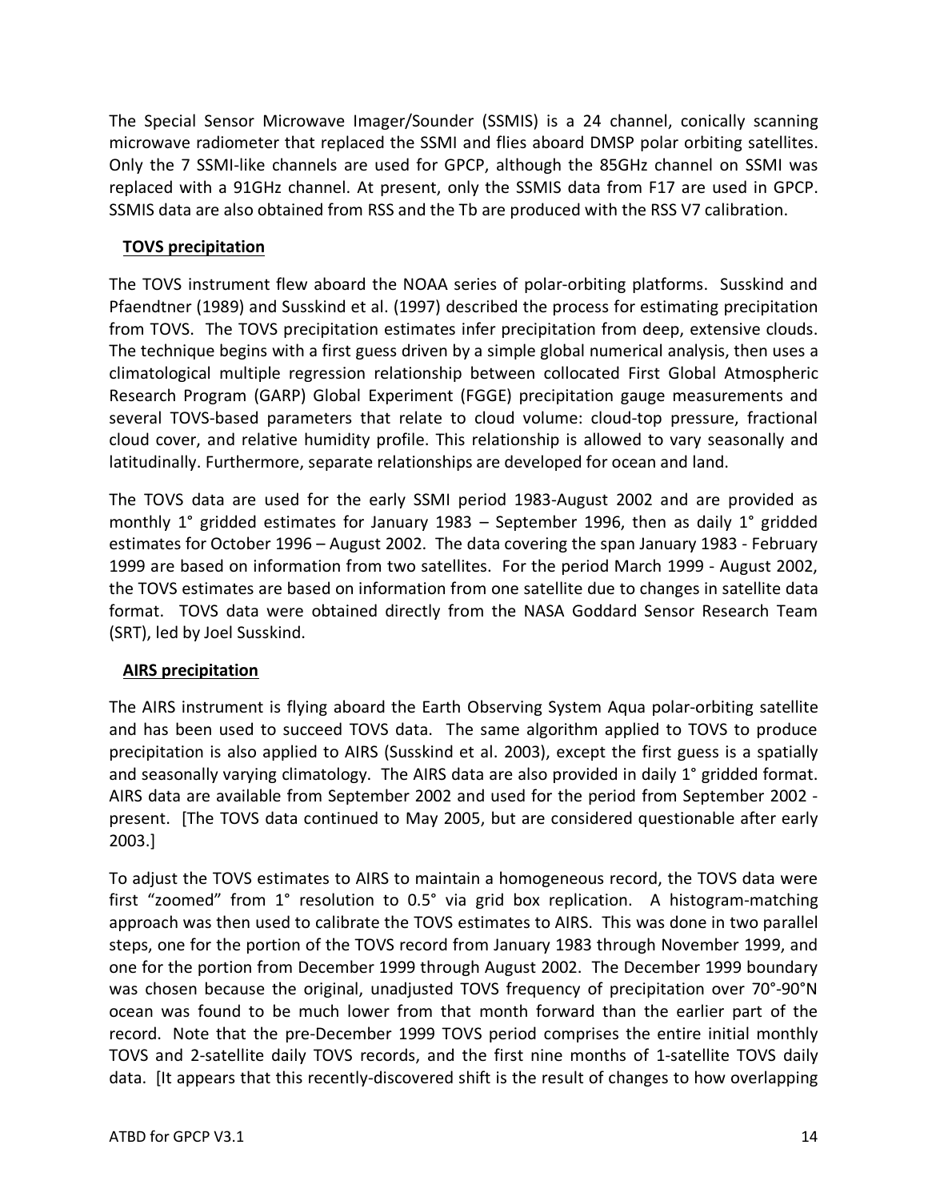The Special Sensor Microwave Imager/Sounder (SSMIS) is a 24 channel, conically scanning microwave radiometer that replaced the SSMI and flies aboard DMSP polar orbiting satellites. Only the 7 SSMI-like channels are used for GPCP, although the 85GHz channel on SSMI was replaced with a 91GHz channel. At present, only the SSMIS data from F17 are used in GPCP. SSMIS data are also obtained from RSS and the Tb are produced with the RSS V7 calibration.

### TOVS precipitation

The TOVS instrument flew aboard the NOAA series of polar-orbiting platforms. Susskind and Pfaendtner (1989) and Susskind et al. (1997) described the process for estimating precipitation from TOVS. The TOVS precipitation estimates infer precipitation from deep, extensive clouds. The technique begins with a first guess driven by a simple global numerical analysis, then uses a climatological multiple regression relationship between collocated First Global Atmospheric Research Program (GARP) Global Experiment (FGGE) precipitation gauge measurements and several TOVS-based parameters that relate to cloud volume: cloud-top pressure, fractional cloud cover, and relative humidity profile. This relationship is allowed to vary seasonally and latitudinally. Furthermore, separate relationships are developed for ocean and land.

The TOVS data are used for the early SSMI period 1983-August 2002 and are provided as monthly 1° gridded estimates for January 1983 – September 1996, then as daily 1° gridded estimates for October 1996 – August 2002. The data covering the span January 1983 - February 1999 are based on information from two satellites. For the period March 1999 - August 2002, the TOVS estimates are based on information from one satellite due to changes in satellite data format. TOVS data were obtained directly from the NASA Goddard Sensor Research Team (SRT), led by Joel Susskind.

### AIRS precipitation

The AIRS instrument is flying aboard the Earth Observing System Aqua polar-orbiting satellite and has been used to succeed TOVS data. The same algorithm applied to TOVS to produce precipitation is also applied to AIRS (Susskind et al. 2003), except the first guess is a spatially and seasonally varying climatology. The AIRS data are also provided in daily 1° gridded format. AIRS data are available from September 2002 and used for the period from September 2002 - present. [The TOVS data continued to May 2005, but are considered questionable after early 2003.]

To adjust the TOVS estimates to AIRS to maintain a homogeneous record, the TOVS data were first "zoomed" from 1° resolution to 0.5° via grid box replication. A histogram-matching approach was then used to calibrate the TOVS estimates to AIRS. This was done in two parallel steps, one for the portion of the TOVS record from January 1983 through November 1999, and one for the portion from December 1999 through August 2002. The December 1999 boundary was chosen because the original, unadjusted TOVS frequency of precipitation over 70°-90°N ocean was found to be much lower from that month forward than the earlier part of the record. Note that the pre-December 1999 TOVS period comprises the entire initial monthly TOVS and 2-satellite daily TOVS records, and the first nine months of 1-satellite TOVS daily data. [It appears that this recently-discovered shift is the result of changes to how overlapping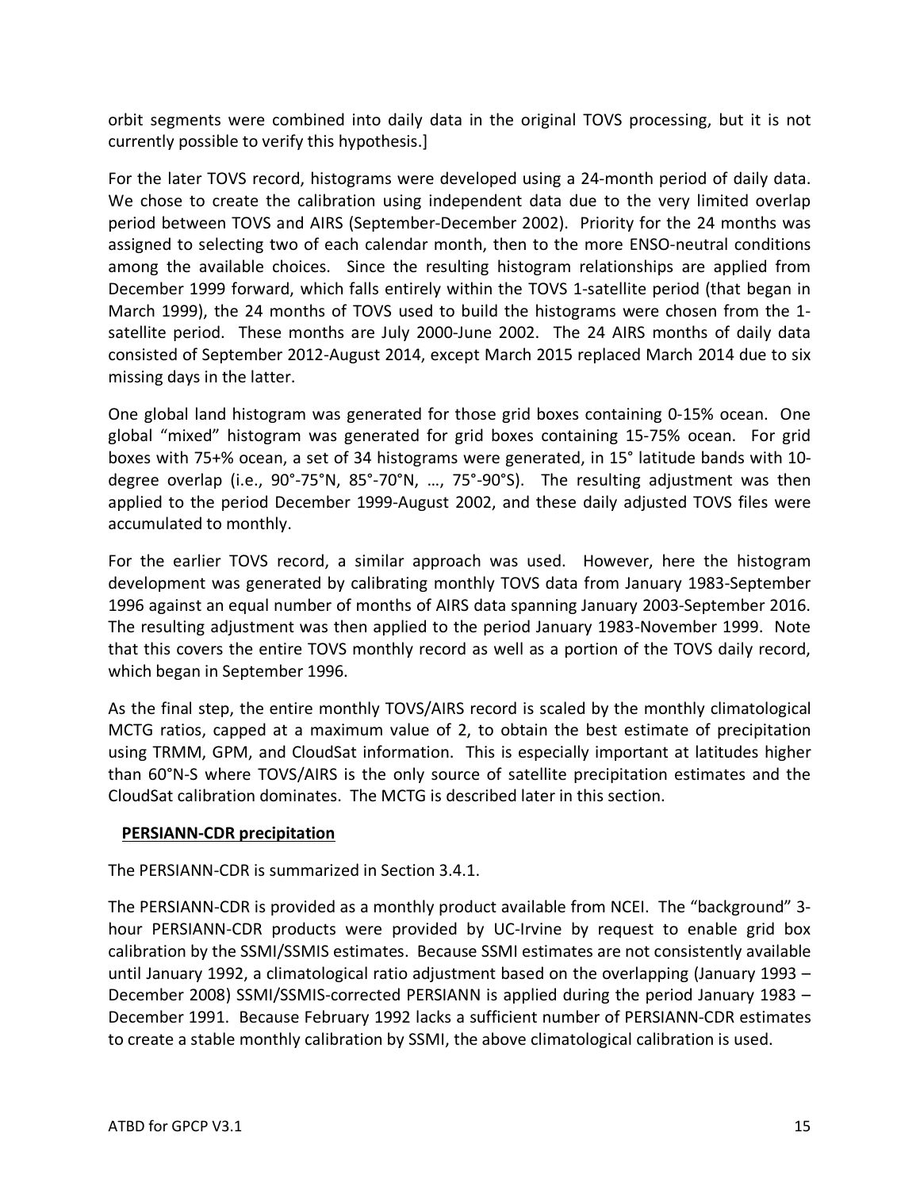orbit segments were combined into daily data in the original TOVS processing, but it is not currently possible to verify this hypothesis.]

For the later TOVS record, histograms were developed using a 24-month period of daily data. We chose to create the calibration using independent data due to the very limited overlap period between TOVS and AIRS (September-December 2002). Priority for the 24 months was assigned to selecting two of each calendar month, then to the more ENSO-neutral conditions among the available choices. Since the resulting histogram relationships are applied from December 1999 forward, which falls entirely within the TOVS 1-satellite period (that began in March 1999), the 24 months of TOVS used to build the histograms were chosen from the 1-satellite period. These months are July 2000-June 2002. The 24 AIRS months of daily data consisted of September 2012-August 2014, except March 2015 replaced March 2014 due to six missing days in the latter.

One global land histogram was generated for those grid boxes containing 0-15% ocean. One global "mixed" histogram was generated for grid boxes containing 15-75% ocean. For grid boxes with 75+% ocean, a set of 34 histograms were generated, in 15° latitude bands with 10-degree overlap (i.e., 90°-75°N, 85°-70°N, …, 75°-90°S). The resulting adjustment was then applied to the period December 1999-August 2002, and these daily adjusted TOVS files were accumulated to monthly.

For the earlier TOVS record, a similar approach was used. However, here the histogram development was generated by calibrating monthly TOVS data from January 1983-September 1996 against an equal number of months of AIRS data spanning January 2003-September 2016. The resulting adjustment was then applied to the period January 1983-November 1999. Note that this covers the entire TOVS monthly record as well as a portion of the TOVS daily record, which began in September 1996.

As the final step, the entire monthly TOVS/AIRS record is scaled by the monthly climatological MCTG ratios, capped at a maximum value of 2, to obtain the best estimate of precipitation using TRMM, GPM, and CloudSat information. This is especially important at latitudes higher than 60°N-S where TOVS/AIRS is the only source of satellite precipitation estimates and the CloudSat calibration dominates. The MCTG is described later in this section.

**PERSIANN-CDR precipitation**

The PERSIANN-CDR is summarized in Section 3.4.1.

The PERSIANN-CDR is provided as a monthly product available from NCEI. The "background" 3-hour PERSIANN-CDR products were provided by UC-Irvine by request to enable grid box calibration by the SSMI/SSMIS estimates. Because SSMI estimates are not consistently available until January 1992, a climatological ratio adjustment based on the overlapping (January 1993 – December 2008) SSMI/SSMIS-corrected PERSIANN is applied during the period January 1983 – December 1991. Because February 1992 lacks a sufficient number of PERSIANN-CDR estimates to create a stable monthly calibration by SSMI, the above climatological calibration is used.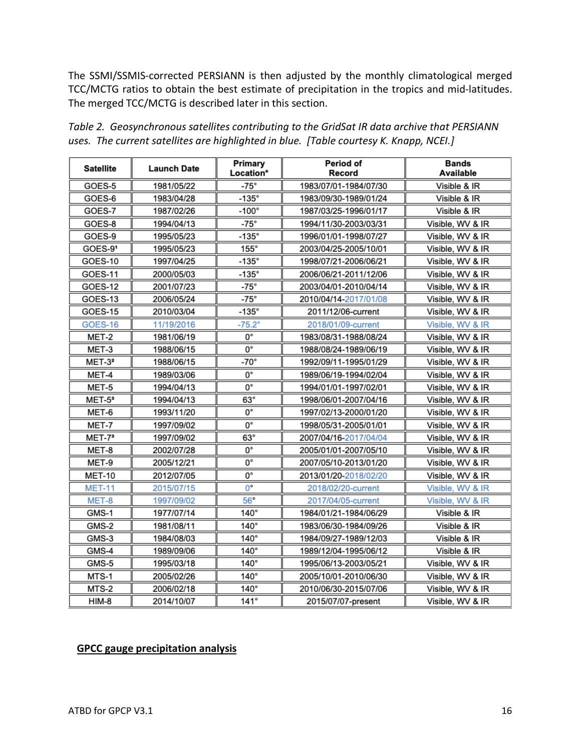The SSMI/SSMIS-corrected PERSIANN is then adjusted by the monthly climatological merged TCC/MCTG ratios to obtain the best estimate of precipitation in the tropics and mid-latitudes. The merged TCC/MCTG is described later in this section.

*Table 2. Geosynchronous satellites contributing to the GridSat IR data archive that PERSIANN uses. The current satellites are highlighted in blue. [Table courtesy K. Knapp, NCEI.]*

| Satellite | Launch Date | Primary Location* | Period of Record | Bands Available |
|---|---|---|---|---|
| GOES-5 | 1981/05/22 | -75° | 1983/07/01-1984/07/30 | Visible & IR |
| GOES-6 | 1983/04/28 | -135° | 1983/09/30-1989/01/24 | Visible & IR |
| GOES-7 | 1987/02/26 | -100° | 1987/03/25-1996/01/17 | Visible & IR |
| GOES-8 | 1994/04/13 | -75° | 1994/11/30-2003/03/31 | Visible, WV & IR |
| GOES-9 | 1995/05/23 | -135° | 1996/01/01-1998/07/27 | Visible, WV & IR |
| GOES-9[1] | 1995/05/23 | 155° | 2003/04/25-2005/10/01 | Visible, WV & IR |
| GOES-10 | 1997/04/25 | -135° | 1998/07/21-2006/06/21 | Visible, WV & IR |
| GOES-11 | 2000/05/03 | -135° | 2006/06/21-2011/12/06 | Visible, WV & IR |
| GOES-12 | 2001/07/23 | -75° | 2003/04/01-2010/04/14 | Visible, WV & IR |
| GOES-13 | 2006/05/24 | -75° | 2010/04/14-2017/01/08 | Visible, WV & IR |
| GOES-15 | 2010/03/04 | -135° | 2011/12/06-current | Visible, WV & IR |
| GOES-16 | 11/19/2016 | -75.2° | 2018/01/09-current | Visible, WV & IR |
| MET-2 | 1981/06/19 | 0° | 1983/08/31-1988/08/24 | Visible, WV & IR |
| MET-3 | 1988/06/15 | 0° | 1988/08/24-1989/06/19 | Visible, WV & IR |
| MET-3[2] | 1988/06/15 | -70° | 1992/09/11-1995/01/29 | Visible, WV & IR |
| MET-4 | 1989/03/06 | 0° | 1989/06/19-1994/02/04 | Visible, WV & IR |
| MET-5 | 1994/04/13 | 0° | 1994/01/01-1997/02/01 | Visible, WV & IR |
| MET-5[3] | 1994/04/13 | 63° | 1998/06/01-2007/04/16 | Visible, WV & IR |
| MET-6 | 1993/11/20 | 0° | 1997/02/13-2000/01/20 | Visible, WV & IR |
| MET-7 | 1997/09/02 | 0° | 1998/05/31-2005/01/01 | Visible, WV & IR |
| MET-7[3] | 1997/09/02 | 63° | 2007/04/16-2017/04/04 | Visible, WV & IR |
| MET-8 | 2002/07/28 | 0° | 2005/01/01-2007/05/10 | Visible, WV & IR |
| MET-9 | 2005/12/21 | 0° | 2007/05/10-2013/01/20 | Visible, WV & IR |
| MET-10 | 2012/07/05 | 0° | 2013/01/20-2018/02/20 | Visible, WV & IR |
| MET-11 | 2015/07/15 | 0° | 2018/02/20-current | Visible, WV & IR |
| MET-8 | 1997/09/02 | 56° | 2017/04/05-current | Visible, WV & IR |
| GMS-1 | 1977/07/14 | 140° | 1984/01/21-1984/06/29 | Visible & IR |
| GMS-2 | 1981/08/11 | 140° | 1983/06/30-1984/09/26 | Visible & IR |
| GMS-3 | 1984/08/03 | 140° | 1984/09/27-1989/12/03 | Visible & IR |
| GMS-4 | 1989/09/06 | 140° | 1989/12/04-1995/06/12 | Visible & IR |
| GMS-5 | 1995/03/18 | 140° | 1995/06/13-2003/05/21 | Visible, WV & IR |
| MTS-1 | 2005/02/26 | 140° | 2005/10/01-2010/06/30 | Visible, WV & IR |
| MTS-2 | 2006/02/18 | 140° | 2010/06/30-2015/07/06 | Visible, WV & IR |
| HIM-8 | 2014/10/07 | 141° | 2015/07/07-present | Visible, WV & IR |

**GPCC gauge precipitation analysis**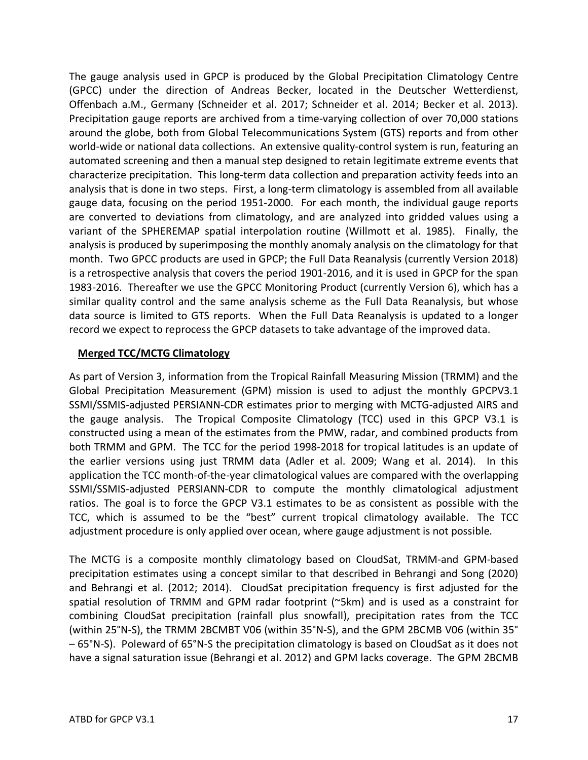The gauge analysis used in GPCP is produced by the Global Precipitation Climatology Centre (GPCC) under the direction of Andreas Becker, located in the Deutscher Wetterdienst, Offenbach a.M., Germany (Schneider et al. 2017; Schneider et al. 2014; Becker et al. 2013). Precipitation gauge reports are archived from a time-varying collection of over 70,000 stations around the globe, both from Global Telecommunications System (GTS) reports and from other world-wide or national data collections. An extensive quality-control system is run, featuring an automated screening and then a manual step designed to retain legitimate extreme events that characterize precipitation. This long-term data collection and preparation activity feeds into an analysis that is done in two steps. First, a long-term climatology is assembled from all available gauge data, focusing on the period 1951-2000. For each month, the individual gauge reports are converted to deviations from climatology, and are analyzed into gridded values using a variant of the SPHEREMAP spatial interpolation routine (Willmott et al. 1985). Finally, the analysis is produced by superimposing the monthly anomaly analysis on the climatology for that month. Two GPCC products are used in GPCP; the Full Data Reanalysis (currently Version 2018) is a retrospective analysis that covers the period 1901-2016, and it is used in GPCP for the span 1983-2016. Thereafter we use the GPCC Monitoring Product (currently Version 6), which has a similar quality control and the same analysis scheme as the Full Data Reanalysis, but whose data source is limited to GTS reports. When the Full Data Reanalysis is updated to a longer record we expect to reprocess the GPCP datasets to take advantage of the improved data.

**Merged TCC/MCTG Climatology**

As part of Version 3, information from the Tropical Rainfall Measuring Mission (TRMM) and the Global Precipitation Measurement (GPM) mission is used to adjust the monthly GPCPV3.1 SSMI/SSMIS-adjusted PERSIANN-CDR estimates prior to merging with MCTG-adjusted AIRS and the gauge analysis. The Tropical Composite Climatology (TCC) used in this GPCP V3.1 is constructed using a mean of the estimates from the PMW, radar, and combined products from both TRMM and GPM. The TCC for the period 1998-2018 for tropical latitudes is an update of the earlier versions using just TRMM data (Adler et al. 2009; Wang et al. 2014). In this application the TCC month-of-the-year climatological values are compared with the overlapping SSMI/SSMIS-adjusted PERSIANN-CDR to compute the monthly climatological adjustment ratios. The goal is to force the GPCP V3.1 estimates to be as consistent as possible with the TCC, which is assumed to be the "best" current tropical climatology available. The TCC adjustment procedure is only applied over ocean, where gauge adjustment is not possible.

The MCTG is a composite monthly climatology based on CloudSat, TRMM-and GPM-based precipitation estimates using a concept similar to that described in Behrangi and Song (2020) and Behrangi et al. (2012; 2014). CloudSat precipitation frequency is first adjusted for the spatial resolution of TRMM and GPM radar footprint (~5km) and is used as a constraint for combining CloudSat precipitation (rainfall plus snowfall), precipitation rates from the TCC (within 25°N-S), the TRMM 2BCMBT V06 (within 35°N-S), and the GPM 2BCMB V06 (within 35° – 65°N-S). Poleward of 65°N-S the precipitation climatology is based on CloudSat as it does not have a signal saturation issue (Behrangi et al. 2012) and GPM lacks coverage. The GPM 2BCMB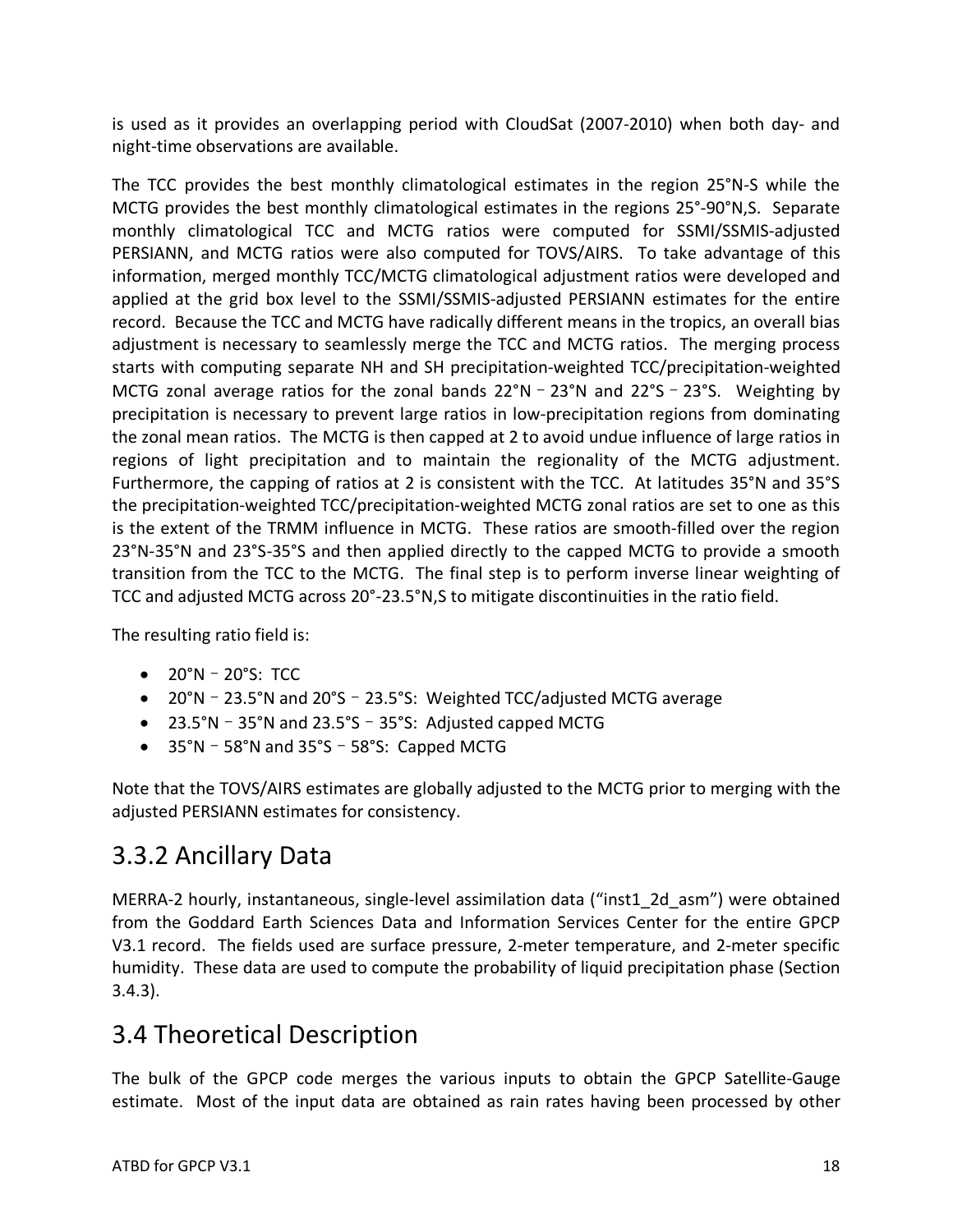is used as it provides an overlapping period with CloudSat (2007-2010) when both day- and night-time observations are available.

The TCC provides the best monthly climatological estimates in the region 25°N-S while the MCTG provides the best monthly climatological estimates in the regions 25°-90°N,S. Separate monthly climatological TCC and MCTG ratios were computed for SSMI/SSMIS-adjusted PERSIANN, and MCTG ratios were also computed for TOVS/AIRS. To take advantage of this information, merged monthly TCC/MCTG climatological adjustment ratios were developed and applied at the grid box level to the SSMI/SSMIS-adjusted PERSIANN estimates for the entire record. Because the TCC and MCTG have radically different means in the tropics, an overall bias adjustment is necessary to seamlessly merge the TCC and MCTG ratios. The merging process starts with computing separate NH and SH precipitation-weighted TCC/precipitation-weighted MCTG zonal average ratios for the zonal bands 22°N – 23°N and 22°S – 23°S. Weighting by precipitation is necessary to prevent large ratios in low-precipitation regions from dominating the zonal mean ratios. The MCTG is then capped at 2 to avoid undue influence of large ratios in regions of light precipitation and to maintain the regionality of the MCTG adjustment. Furthermore, the capping of ratios at 2 is consistent with the TCC. At latitudes 35°N and 35°S the precipitation-weighted TCC/precipitation-weighted MCTG zonal ratios are set to one as this is the extent of the TRMM influence in MCTG. These ratios are smooth-filled over the region 23°N-35°N and 23°S-35°S and then applied directly to the capped MCTG to provide a smooth transition from the TCC to the MCTG. The final step is to perform inverse linear weighting of TCC and adjusted MCTG across 20°-23.5°N,S to mitigate discontinuities in the ratio field.

The resulting ratio field is:

- 20°N – 20°S: TCC
- 20°N – 23.5°N and 20°S – 23.5°S: Weighted TCC/adjusted MCTG average
- 23.5°N – 35°N and 23.5°S – 35°S: Adjusted capped MCTG
- 35°N – 58°N and 35°S – 58°S: Capped MCTG

Note that the TOVS/AIRS estimates are globally adjusted to the MCTG prior to merging with the adjusted PERSIANN estimates for consistency.

## 3.3.2 Ancillary Data

MERRA-2 hourly, instantaneous, single-level assimilation data ("inst1_2d_asm") were obtained from the Goddard Earth Sciences Data and Information Services Center for the entire GPCP V3.1 record. The fields used are surface pressure, 2-meter temperature, and 2-meter specific humidity. These data are used to compute the probability of liquid precipitation phase (Section 3.4.3).

## 3.4 Theoretical Description

The bulk of the GPCP code merges the various inputs to obtain the GPCP Satellite-Gauge estimate. Most of the input data are obtained as rain rates having been processed by other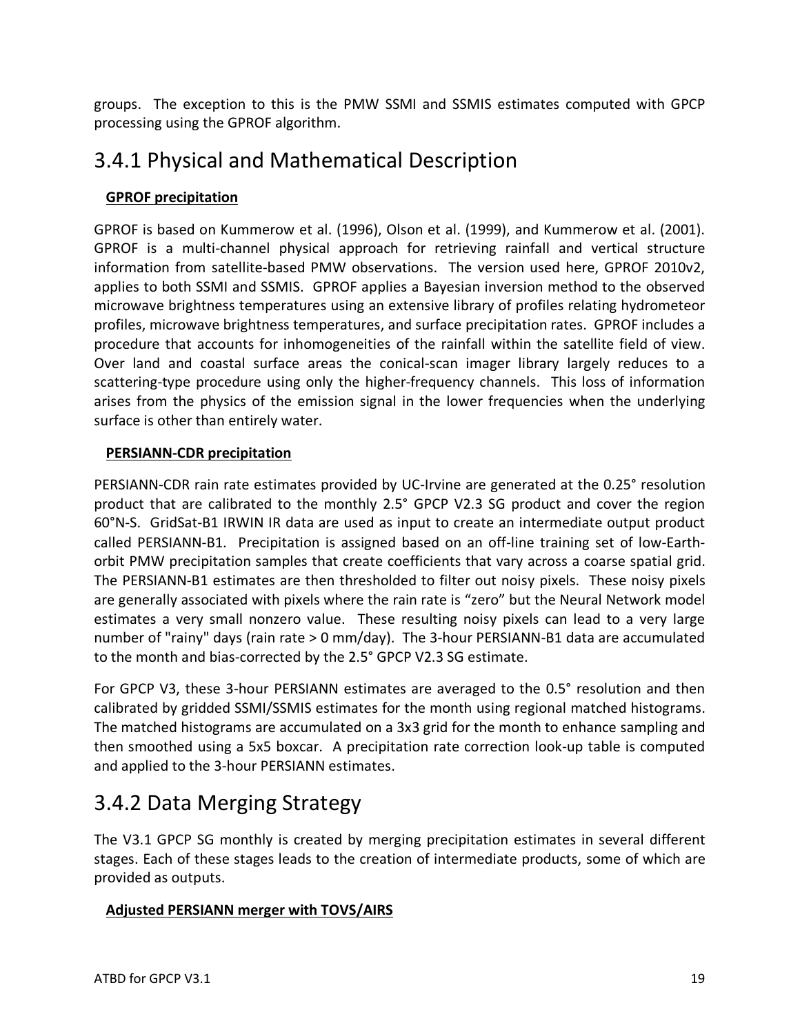groups. The exception to this is the PMW SSMI and SSMIS estimates computed with GPCP processing using the GPROF algorithm.

## 3.4.1 Physical and Mathematical Description

**GPROF precipitation**

GPROF is based on Kummerow et al. (1996), Olson et al. (1999), and Kummerow et al. (2001). GPROF is a multi-channel physical approach for retrieving rainfall and vertical structure information from satellite-based PMW observations. The version used here, GPROF 2010v2, applies to both SSMI and SSMIS. GPROF applies a Bayesian inversion method to the observed microwave brightness temperatures using an extensive library of profiles relating hydrometeor profiles, microwave brightness temperatures, and surface precipitation rates. GPROF includes a procedure that accounts for inhomogeneities of the rainfall within the satellite field of view. Over land and coastal surface areas the conical-scan imager library largely reduces to a scattering-type procedure using only the higher-frequency channels. This loss of information arises from the physics of the emission signal in the lower frequencies when the underlying surface is other than entirely water.

**PERSIANN-CDR precipitation**

PERSIANN-CDR rain rate estimates provided by UC-Irvine are generated at the 0.25° resolution product that are calibrated to the monthly 2.5° GPCP V2.3 SG product and cover the region 60°N-S. GridSat-B1 IRWIN IR data are used as input to create an intermediate output product called PERSIANN-B1. Precipitation is assigned based on an off-line training set of low-Earth-orbit PMW precipitation samples that create coefficients that vary across a coarse spatial grid. The PERSIANN-B1 estimates are then thresholded to filter out noisy pixels. These noisy pixels are generally associated with pixels where the rain rate is "zero" but the Neural Network model estimates a very small nonzero value. These resulting noisy pixels can lead to a very large number of "rainy" days (rain rate > 0 mm/day). The 3-hour PERSIANN-B1 data are accumulated to the month and bias-corrected by the 2.5° GPCP V2.3 SG estimate.

For GPCP V3, these 3-hour PERSIANN estimates are averaged to the 0.5° resolution and then calibrated by gridded SSMI/SSMIS estimates for the month using regional matched histograms. The matched histograms are accumulated on a 3x3 grid for the month to enhance sampling and then smoothed using a 5x5 boxcar. A precipitation rate correction look-up table is computed and applied to the 3-hour PERSIANN estimates.

## 3.4.2 Data Merging Strategy

The V3.1 GPCP SG monthly is created by merging precipitation estimates in several different stages. Each of these stages leads to the creation of intermediate products, some of which are provided as outputs.

**Adjusted PERSIANN merger with TOVS/AIRS**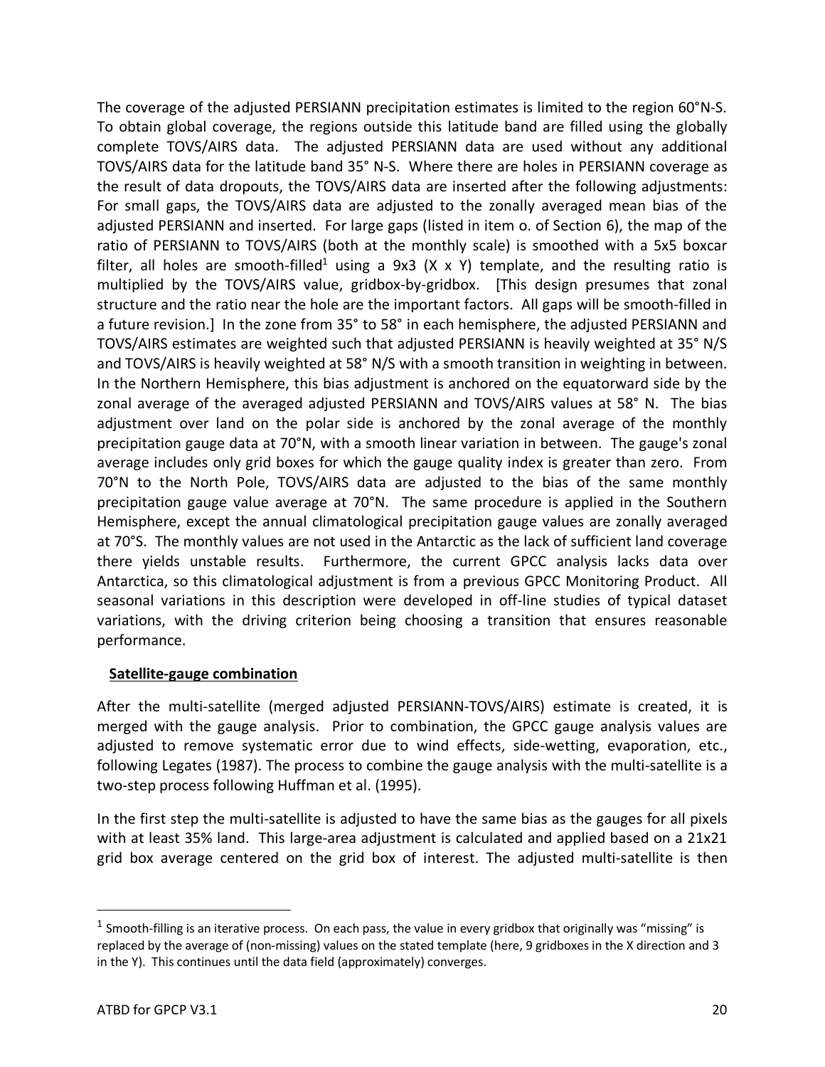The coverage of the adjusted PERSIANN precipitation estimates is limited to the region 60°N-S. To obtain global coverage, the regions outside this latitude band are filled using the globally complete TOVS/AIRS data. The adjusted PERSIANN data are used without any additional TOVS/AIRS data for the latitude band 35° N-S. Where there are holes in PERSIANN coverage as the result of data dropouts, the TOVS/AIRS data are inserted after the following adjustments: For small gaps, the TOVS/AIRS data are adjusted to the zonally averaged mean bias of the adjusted PERSIANN and inserted. For large gaps (listed in item o. of Section 6), the map of the ratio of PERSIANN to TOVS/AIRS (both at the monthly scale) is smoothed with a 5x5 boxcar filter, all holes are smooth-filled[1] using a 9x3 (X x Y) template, and the resulting ratio is multiplied by the TOVS/AIRS value, gridbox-by-gridbox. [This design presumes that zonal structure and the ratio near the hole are the important factors. All gaps will be smooth-filled in a future revision.] In the zone from 35° to 58° in each hemisphere, the adjusted PERSIANN and TOVS/AIRS estimates are weighted such that adjusted PERSIANN is heavily weighted at 35° N/S and TOVS/AIRS is heavily weighted at 58° N/S with a smooth transition in weighting in between. In the Northern Hemisphere, this bias adjustment is anchored on the equatorward side by the zonal average of the averaged adjusted PERSIANN and TOVS/AIRS values at 58° N. The bias adjustment over land on the polar side is anchored by the zonal average of the monthly precipitation gauge data at 70°N, with a smooth linear variation in between. The gauge's zonal average includes only grid boxes for which the gauge quality index is greater than zero. From 70°N to the North Pole, TOVS/AIRS data are adjusted to the bias of the same monthly precipitation gauge value average at 70°N. The same procedure is applied in the Southern Hemisphere, except the annual climatological precipitation gauge values are zonally averaged at 70°S. The monthly values are not used in the Antarctic as the lack of sufficient land coverage there yields unstable results. Furthermore, the current GPCC analysis lacks data over Antarctica, so this climatological adjustment is from a previous GPCC Monitoring Product. All seasonal variations in this description were developed in off-line studies of typical dataset variations, with the driving criterion being choosing a transition that ensures reasonable performance.

**Satellite-gauge combination**

After the multi-satellite (merged adjusted PERSIANN-TOVS/AIRS) estimate is created, it is merged with the gauge analysis. Prior to combination, the GPCC gauge analysis values are adjusted to remove systematic error due to wind effects, side-wetting, evaporation, etc., following Legates (1987). The process to combine the gauge analysis with the multi-satellite is a two-step process following Huffman et al. (1995).

In the first step the multi-satellite is adjusted to have the same bias as the gauges for all pixels with at least 35% land. This large-area adjustment is calculated and applied based on a 21x21 grid box average centered on the grid box of interest. The adjusted multi-satellite is then

---

[1] Smooth-filling is an iterative process. On each pass, the value in every gridbox that originally was "missing" is replaced by the average of (non-missing) values on the stated template (here, 9 gridboxes in the X direction and 3 in the Y). This continues until the data field (approximately) converges.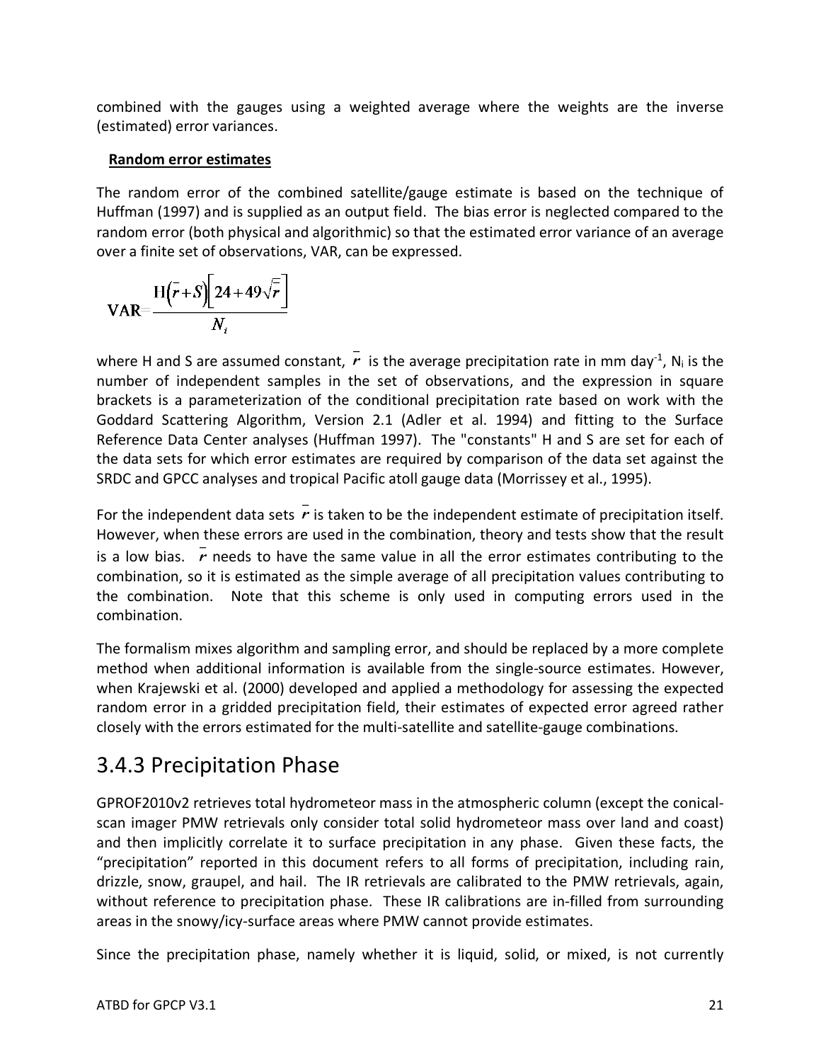combined with the gauges using a weighted average where the weights are the inverse (estimated) error variances.

**Random error estimates**

The random error of the combined satellite/gauge estimate is based on the technique of Huffman (1997) and is supplied as an output field. The bias error is neglected compared to the random error (both physical and algorithmic) so that the estimated error variance of an average over a finite set of observations, VAR, can be expressed.

$$\mathbf{VAR} = \frac{\mathrm{H}\left(\bar{r}+S\right)\left[24+49\sqrt{\bar{r}}\right]}{N_i}$$

where H and S are assumed constant, $\bar{r}$ is the average precipitation rate in mm day$^{-1}$, $N_i$ is the number of independent samples in the set of observations, and the expression in square brackets is a parameterization of the conditional precipitation rate based on work with the Goddard Scattering Algorithm, Version 2.1 (Adler et al. 1994) and fitting to the Surface Reference Data Center analyses (Huffman 1997). The "constants" H and S are set for each of the data sets for which error estimates are required by comparison of the data set against the SRDC and GPCC analyses and tropical Pacific atoll gauge data (Morrissey et al., 1995).

For the independent data sets $\bar{r}$ is taken to be the independent estimate of precipitation itself. However, when these errors are used in the combination, theory and tests show that the result is a low bias. $\bar{r}$ needs to have the same value in all the error estimates contributing to the combination, so it is estimated as the simple average of all precipitation values contributing to the combination. Note that this scheme is only used in computing errors used in the combination.

The formalism mixes algorithm and sampling error, and should be replaced by a more complete method when additional information is available from the single-source estimates. However, when Krajewski et al. (2000) developed and applied a methodology for assessing the expected random error in a gridded precipitation field, their estimates of expected error agreed rather closely with the errors estimated for the multi-satellite and satellite-gauge combinations.

## 3.4.3 Precipitation Phase

GPROF2010v2 retrieves total hydrometeor mass in the atmospheric column (except the conical-scan imager PMW retrievals only consider total solid hydrometeor mass over land and coast) and then implicitly correlate it to surface precipitation in any phase. Given these facts, the "precipitation" reported in this document refers to all forms of precipitation, including rain, drizzle, snow, graupel, and hail. The IR retrievals are calibrated to the PMW retrievals, again, without reference to precipitation phase. These IR calibrations are in-filled from surrounding areas in the snowy/icy-surface areas where PMW cannot provide estimates.

Since the precipitation phase, namely whether it is liquid, solid, or mixed, is not currently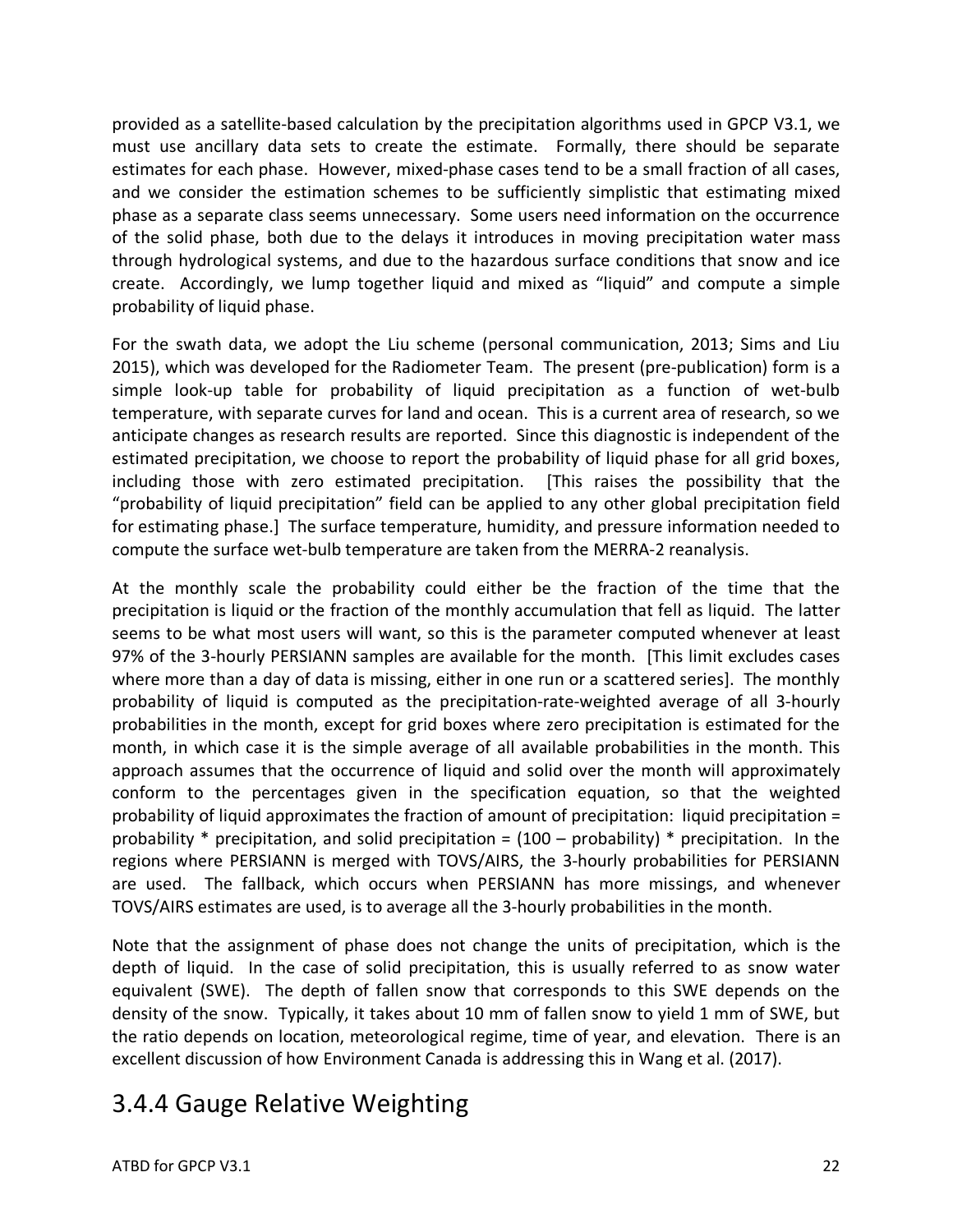provided as a satellite-based calculation by the precipitation algorithms used in GPCP V3.1, we must use ancillary data sets to create the estimate. Formally, there should be separate estimates for each phase. However, mixed-phase cases tend to be a small fraction of all cases, and we consider the estimation schemes to be sufficiently simplistic that estimating mixed phase as a separate class seems unnecessary. Some users need information on the occurrence of the solid phase, both due to the delays it introduces in moving precipitation water mass through hydrological systems, and due to the hazardous surface conditions that snow and ice create. Accordingly, we lump together liquid and mixed as "liquid" and compute a simple probability of liquid phase.

For the swath data, we adopt the Liu scheme (personal communication, 2013; Sims and Liu 2015), which was developed for the Radiometer Team. The present (pre-publication) form is a simple look-up table for probability of liquid precipitation as a function of wet-bulb temperature, with separate curves for land and ocean. This is a current area of research, so we anticipate changes as research results are reported. Since this diagnostic is independent of the estimated precipitation, we choose to report the probability of liquid phase for all grid boxes, including those with zero estimated precipitation. [This raises the possibility that the "probability of liquid precipitation" field can be applied to any other global precipitation field for estimating phase.] The surface temperature, humidity, and pressure information needed to compute the surface wet-bulb temperature are taken from the MERRA-2 reanalysis.

At the monthly scale the probability could either be the fraction of the time that the precipitation is liquid or the fraction of the monthly accumulation that fell as liquid. The latter seems to be what most users will want, so this is the parameter computed whenever at least 97% of the 3-hourly PERSIANN samples are available for the month. [This limit excludes cases where more than a day of data is missing, either in one run or a scattered series]. The monthly probability of liquid is computed as the precipitation-rate-weighted average of all 3-hourly probabilities in the month, except for grid boxes where zero precipitation is estimated for the month, in which case it is the simple average of all available probabilities in the month. This approach assumes that the occurrence of liquid and solid over the month will approximately conform to the percentages given in the specification equation, so that the weighted probability of liquid approximates the fraction of amount of precipitation: liquid precipitation = probability * precipitation, and solid precipitation = (100 – probability) * precipitation. In the regions where PERSIANN is merged with TOVS/AIRS, the 3-hourly probabilities for PERSIANN are used. The fallback, which occurs when PERSIANN has more missings, and whenever TOVS/AIRS estimates are used, is to average all the 3-hourly probabilities in the month.

Note that the assignment of phase does not change the units of precipitation, which is the depth of liquid. In the case of solid precipitation, this is usually referred to as snow water equivalent (SWE). The depth of fallen snow that corresponds to this SWE depends on the density of the snow. Typically, it takes about 10 mm of fallen snow to yield 1 mm of SWE, but the ratio depends on location, meteorological regime, time of year, and elevation. There is an excellent discussion of how Environment Canada is addressing this in Wang et al. (2017).

## 3.4.4 Gauge Relative Weighting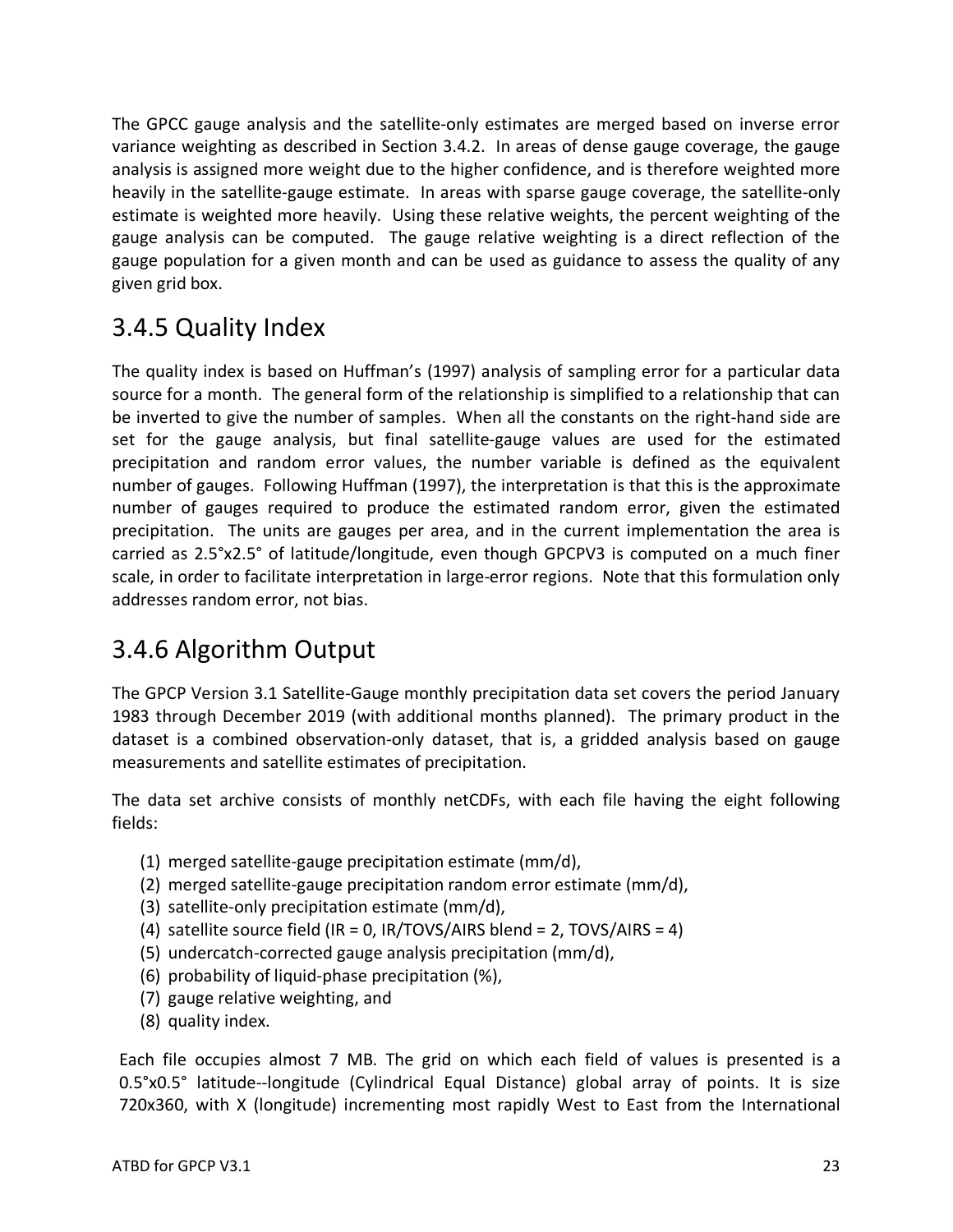The GPCC gauge analysis and the satellite-only estimates are merged based on inverse error variance weighting as described in Section 3.4.2. In areas of dense gauge coverage, the gauge analysis is assigned more weight due to the higher confidence, and is therefore weighted more heavily in the satellite-gauge estimate. In areas with sparse gauge coverage, the satellite-only estimate is weighted more heavily. Using these relative weights, the percent weighting of the gauge analysis can be computed. The gauge relative weighting is a direct reflection of the gauge population for a given month and can be used as guidance to assess the quality of any given grid box.

### 3.4.5 Quality Index

The quality index is based on Huffman's (1997) analysis of sampling error for a particular data source for a month. The general form of the relationship is simplified to a relationship that can be inverted to give the number of samples. When all the constants on the right-hand side are set for the gauge analysis, but final satellite-gauge values are used for the estimated precipitation and random error values, the number variable is defined as the equivalent number of gauges. Following Huffman (1997), the interpretation is that this is the approximate number of gauges required to produce the estimated random error, given the estimated precipitation. The units are gauges per area, and in the current implementation the area is carried as 2.5°x2.5° of latitude/longitude, even though GPCPV3 is computed on a much finer scale, in order to facilitate interpretation in large-error regions. Note that this formulation only addresses random error, not bias.

### 3.4.6 Algorithm Output

The GPCP Version 3.1 Satellite-Gauge monthly precipitation data set covers the period January 1983 through December 2019 (with additional months planned). The primary product in the dataset is a combined observation-only dataset, that is, a gridded analysis based on gauge measurements and satellite estimates of precipitation.

The data set archive consists of monthly netCDFs, with each file having the eight following fields:

1. merged satellite-gauge precipitation estimate (mm/d),
2. merged satellite-gauge precipitation random error estimate (mm/d),
3. satellite-only precipitation estimate (mm/d),
4. satellite source field (IR = 0, IR/TOVS/AIRS blend = 2, TOVS/AIRS = 4)
5. undercatch-corrected gauge analysis precipitation (mm/d),
6. probability of liquid-phase precipitation (%),
7. gauge relative weighting, and
8. quality index.

Each file occupies almost 7 MB. The grid on which each field of values is presented is a 0.5°x0.5° latitude--longitude (Cylindrical Equal Distance) global array of points. It is size 720x360, with X (longitude) incrementing most rapidly West to East from the International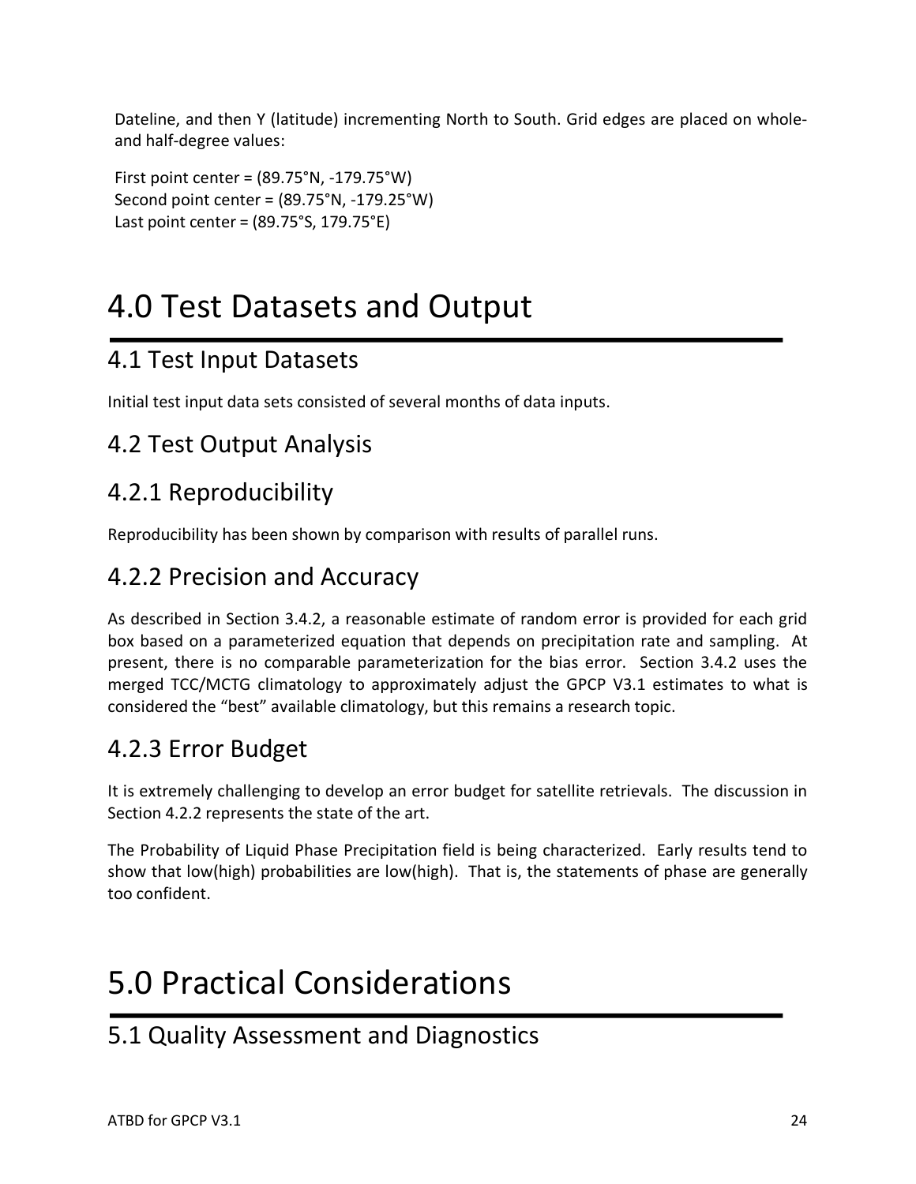Dateline, and then Y (latitude) incrementing North to South. Grid edges are placed on whole- and half-degree values:

First point center = (89.75°N, -179.75°W)
Second point center = (89.75°N, -179.25°W)
Last point center = (89.75°S, 179.75°E)

# 4.0 Test Datasets and Output

## 4.1 Test Input Datasets

Initial test input data sets consisted of several months of data inputs.

## 4.2 Test Output Analysis

### 4.2.1 Reproducibility

Reproducibility has been shown by comparison with results of parallel runs.

### 4.2.2 Precision and Accuracy

As described in Section 3.4.2, a reasonable estimate of random error is provided for each grid box based on a parameterized equation that depends on precipitation rate and sampling. At present, there is no comparable parameterization for the bias error. Section 3.4.2 uses the merged TCC/MCTG climatology to approximately adjust the GPCP V3.1 estimates to what is considered the "best" available climatology, but this remains a research topic.

### 4.2.3 Error Budget

It is extremely challenging to develop an error budget for satellite retrievals. The discussion in Section 4.2.2 represents the state of the art.

The Probability of Liquid Phase Precipitation field is being characterized. Early results tend to show that low(high) probabilities are low(high). That is, the statements of phase are generally too confident.

# 5.0 Practical Considerations

## 5.1 Quality Assessment and Diagnostics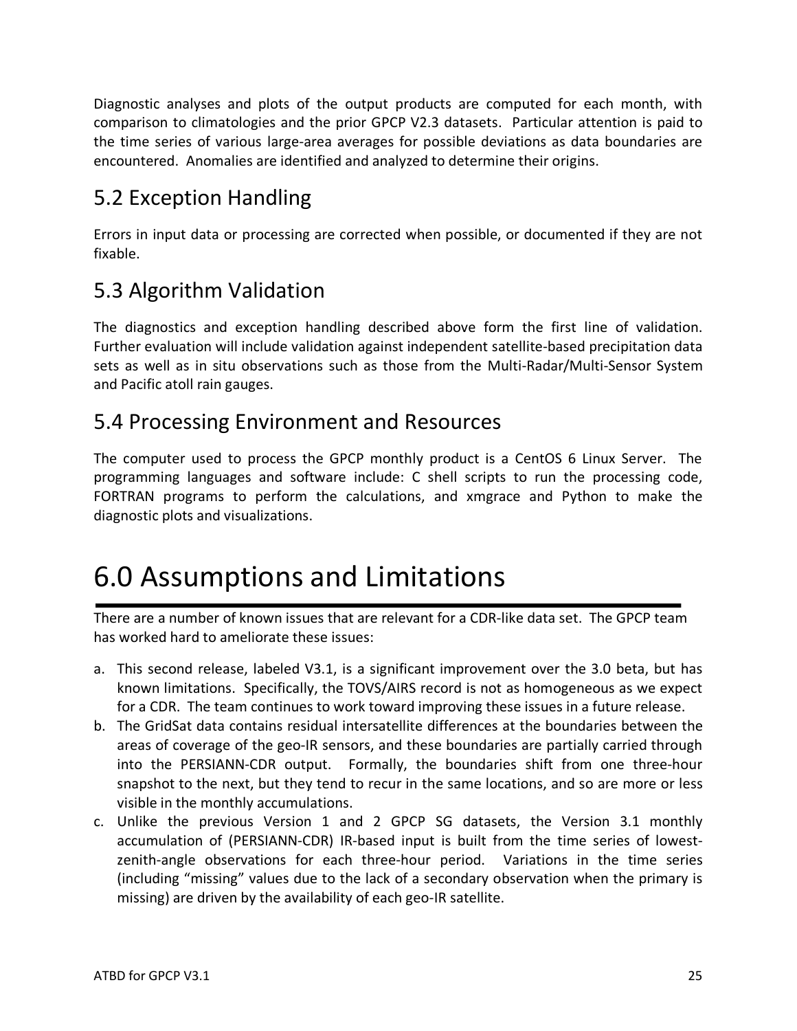Diagnostic analyses and plots of the output products are computed for each month, with comparison to climatologies and the prior GPCP V2.3 datasets. Particular attention is paid to the time series of various large-area averages for possible deviations as data boundaries are encountered. Anomalies are identified and analyzed to determine their origins.

## 5.2 Exception Handling

Errors in input data or processing are corrected when possible, or documented if they are not fixable.

## 5.3 Algorithm Validation

The diagnostics and exception handling described above form the first line of validation. Further evaluation will include validation against independent satellite-based precipitation data sets as well as in situ observations such as those from the Multi-Radar/Multi-Sensor System and Pacific atoll rain gauges.

## 5.4 Processing Environment and Resources

The computer used to process the GPCP monthly product is a CentOS 6 Linux Server. The programming languages and software include: C shell scripts to run the processing code, FORTRAN programs to perform the calculations, and xmgrace and Python to make the diagnostic plots and visualizations.

# 6.0 Assumptions and Limitations

There are a number of known issues that are relevant for a CDR-like data set. The GPCP team has worked hard to ameliorate these issues:

a. This second release, labeled V3.1, is a significant improvement over the 3.0 beta, but has known limitations. Specifically, the TOVS/AIRS record is not as homogeneous as we expect for a CDR. The team continues to work toward improving these issues in a future release.
b. The GridSat data contains residual intersatellite differences at the boundaries between the areas of coverage of the geo-IR sensors, and these boundaries are partially carried through into the PERSIANN-CDR output. Formally, the boundaries shift from one three-hour snapshot to the next, but they tend to recur in the same locations, and so are more or less visible in the monthly accumulations.
c. Unlike the previous Version 1 and 2 GPCP SG datasets, the Version 3.1 monthly accumulation of (PERSIANN-CDR) IR-based input is built from the time series of lowest-zenith-angle observations for each three-hour period. Variations in the time series (including “missing” values due to the lack of a secondary observation when the primary is missing) are driven by the availability of each geo-IR satellite.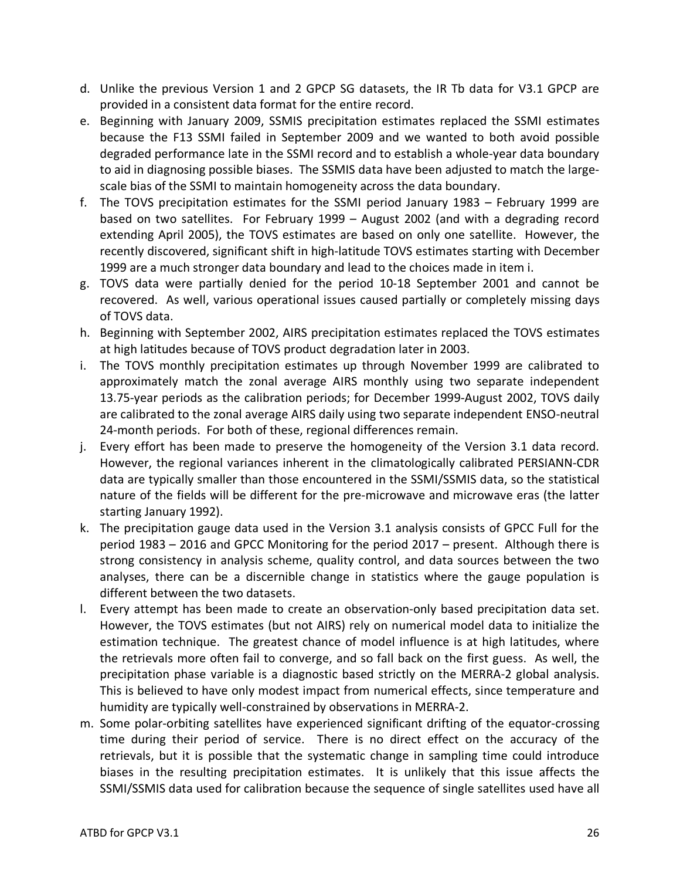d. Unlike the previous Version 1 and 2 GPCP SG datasets, the IR Tb data for V3.1 GPCP are provided in a consistent data format for the entire record.

e. Beginning with January 2009, SSMIS precipitation estimates replaced the SSMI estimates because the F13 SSMI failed in September 2009 and we wanted to both avoid possible degraded performance late in the SSMI record and to establish a whole-year data boundary to aid in diagnosing possible biases. The SSMIS data have been adjusted to match the large-scale bias of the SSMI to maintain homogeneity across the data boundary.

f. The TOVS precipitation estimates for the SSMI period January 1983 – February 1999 are based on two satellites. For February 1999 – August 2002 (and with a degrading record extending April 2005), the TOVS estimates are based on only one satellite. However, the recently discovered, significant shift in high-latitude TOVS estimates starting with December 1999 are a much stronger data boundary and lead to the choices made in item i.

g. TOVS data were partially denied for the period 10-18 September 2001 and cannot be recovered. As well, various operational issues caused partially or completely missing days of TOVS data.

h. Beginning with September 2002, AIRS precipitation estimates replaced the TOVS estimates at high latitudes because of TOVS product degradation later in 2003.

i. The TOVS monthly precipitation estimates up through November 1999 are calibrated to approximately match the zonal average AIRS monthly using two separate independent 13.75-year periods as the calibration periods; for December 1999-August 2002, TOVS daily are calibrated to the zonal average AIRS daily using two separate independent ENSO-neutral 24-month periods. For both of these, regional differences remain.

j. Every effort has been made to preserve the homogeneity of the Version 3.1 data record. However, the regional variances inherent in the climatologically calibrated PERSIANN-CDR data are typically smaller than those encountered in the SSMI/SSMIS data, so the statistical nature of the fields will be different for the pre-microwave and microwave eras (the latter starting January 1992).

k. The precipitation gauge data used in the Version 3.1 analysis consists of GPCC Full for the period 1983 – 2016 and GPCC Monitoring for the period 2017 – present. Although there is strong consistency in analysis scheme, quality control, and data sources between the two analyses, there can be a discernible change in statistics where the gauge population is different between the two datasets.

l. Every attempt has been made to create an observation-only based precipitation data set. However, the TOVS estimates (but not AIRS) rely on numerical model data to initialize the estimation technique. The greatest chance of model influence is at high latitudes, where the retrievals more often fail to converge, and so fall back on the first guess. As well, the precipitation phase variable is a diagnostic based strictly on the MERRA-2 global analysis. This is believed to have only modest impact from numerical effects, since temperature and humidity are typically well-constrained by observations in MERRA-2.

m. Some polar-orbiting satellites have experienced significant drifting of the equator-crossing time during their period of service. There is no direct effect on the accuracy of the retrievals, but it is possible that the systematic change in sampling time could introduce biases in the resulting precipitation estimates. It is unlikely that this issue affects the SSMI/SSMIS data used for calibration because the sequence of single satellites used have all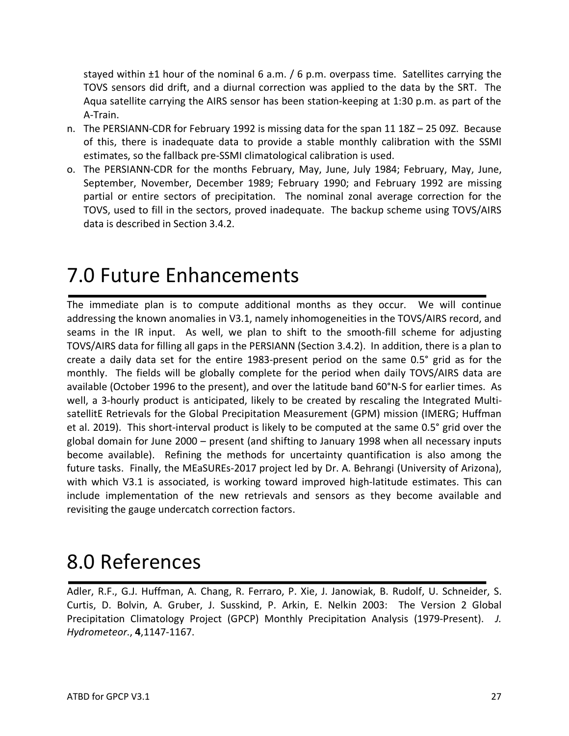stayed within ±1 hour of the nominal 6 a.m. / 6 p.m. overpass time. Satellites carrying the TOVS sensors did drift, and a diurnal correction was applied to the data by the SRT. The Aqua satellite carrying the AIRS sensor has been station-keeping at 1:30 p.m. as part of the A-Train.

n. The PERSIANN-CDR for February 1992 is missing data for the span 11 18Z – 25 09Z. Because of this, there is inadequate data to provide a stable monthly calibration with the SSMI estimates, so the fallback pre-SSMI climatological calibration is used.
o. The PERSIANN-CDR for the months February, May, June, July 1984; February, May, June, September, November, December 1989; February 1990; and February 1992 are missing partial or entire sectors of precipitation. The nominal zonal average correction for the TOVS, used to fill in the sectors, proved inadequate. The backup scheme using TOVS/AIRS data is described in Section 3.4.2.

# 7.0 Future Enhancements

The immediate plan is to compute additional months as they occur. We will continue addressing the known anomalies in V3.1, namely inhomogeneities in the TOVS/AIRS record, and seams in the IR input. As well, we plan to shift to the smooth-fill scheme for adjusting TOVS/AIRS data for filling all gaps in the PERSIANN (Section 3.4.2). In addition, there is a plan to create a daily data set for the entire 1983-present period on the same 0.5° grid as for the monthly. The fields will be globally complete for the period when daily TOVS/AIRS data are available (October 1996 to the present), and over the latitude band 60°N-S for earlier times. As well, a 3-hourly product is anticipated, likely to be created by rescaling the Integrated Multi-satellitE Retrievals for the Global Precipitation Measurement (GPM) mission (IMERG; Huffman et al. 2019). This short-interval product is likely to be computed at the same 0.5° grid over the global domain for June 2000 – present (and shifting to January 1998 when all necessary inputs become available). Refining the methods for uncertainty quantification is also among the future tasks. Finally, the MEaSUREs-2017 project led by Dr. A. Behrangi (University of Arizona), with which V3.1 is associated, is working toward improved high-latitude estimates. This can include implementation of the new retrievals and sensors as they become available and revisiting the gauge undercatch correction factors.

# 8.0 References

Adler, R.F., G.J. Huffman, A. Chang, R. Ferraro, P. Xie, J. Janowiak, B. Rudolf, U. Schneider, S. Curtis, D. Bolvin, A. Gruber, J. Susskind, P. Arkin, E. Nelkin 2003: The Version 2 Global Precipitation Climatology Project (GPCP) Monthly Precipitation Analysis (1979-Present). *J. Hydrometeor.*, **4**,1147-1167.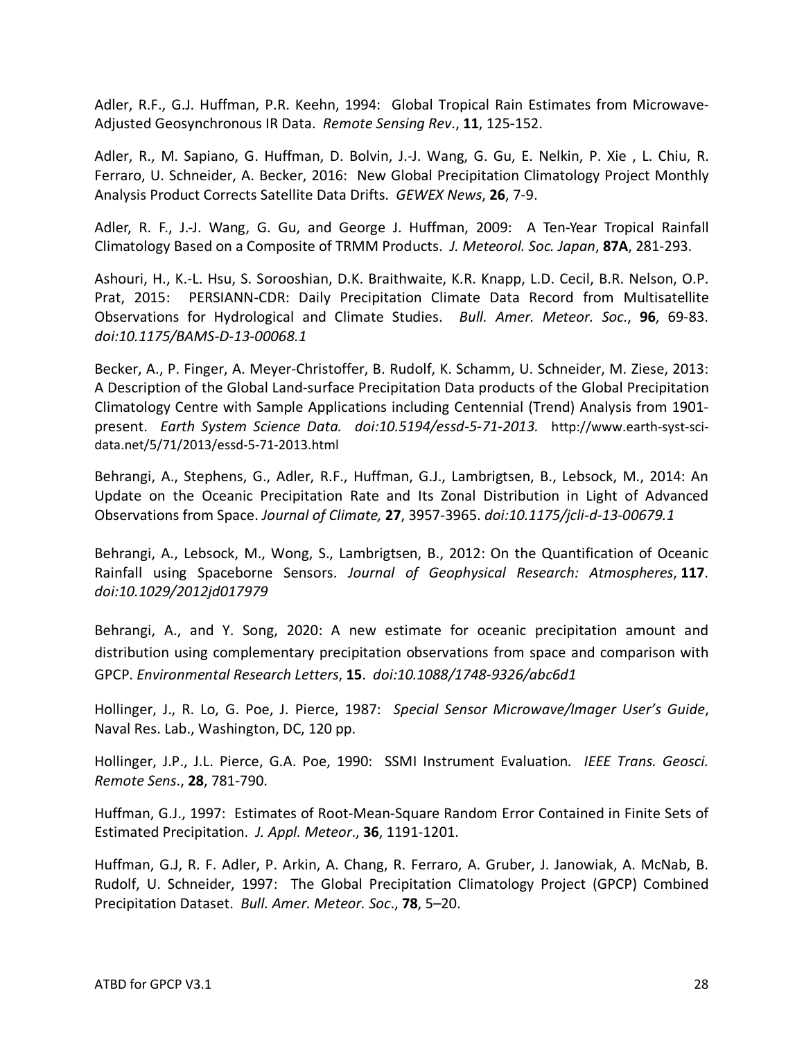Adler, R.F., G.J. Huffman, P.R. Keehn, 1994: Global Tropical Rain Estimates from Microwave-Adjusted Geosynchronous IR Data. *Remote Sensing Rev.*, **11**, 125-152.

Adler, R., M. Sapiano, G. Huffman, D. Bolvin, J.-J. Wang, G. Gu, E. Nelkin, P. Xie , L. Chiu, R. Ferraro, U. Schneider, A. Becker, 2016: New Global Precipitation Climatology Project Monthly Analysis Product Corrects Satellite Data Drifts. *GEWEX News*, **26**, 7-9.

Adler, R. F., J.-J. Wang, G. Gu, and George J. Huffman, 2009: A Ten-Year Tropical Rainfall Climatology Based on a Composite of TRMM Products. *J. Meteorol. Soc. Japan*, **87A**, 281-293.

Ashouri, H., K.-L. Hsu, S. Sorooshian, D.K. Braithwaite, K.R. Knapp, L.D. Cecil, B.R. Nelson, O.P. Prat, 2015: PERSIANN-CDR: Daily Precipitation Climate Data Record from Multisatellite Observations for Hydrological and Climate Studies. *Bull. Amer. Meteor. Soc.*, **96**, 69-83. *doi:10.1175/BAMS-D-13-00068.1*

Becker, A., P. Finger, A. Meyer-Christoffer, B. Rudolf, K. Schamm, U. Schneider, M. Ziese, 2013: A Description of the Global Land-surface Precipitation Data products of the Global Precipitation Climatology Centre with Sample Applications including Centennial (Trend) Analysis from 1901-present. *Earth System Science Data. doi:10.5194/essd-5-71-2013.* http://www.earth-syst-sci-data.net/5/71/2013/essd-5-71-2013.html

Behrangi, A., Stephens, G., Adler, R.F., Huffman, G.J., Lambrigtsen, B., Lebsock, M., 2014: An Update on the Oceanic Precipitation Rate and Its Zonal Distribution in Light of Advanced Observations from Space. *Journal of Climate,* **27**, 3957-3965. *doi:10.1175/jcli-d-13-00679.1*

Behrangi, A., Lebsock, M., Wong, S., Lambrigtsen, B., 2012: On the Quantification of Oceanic Rainfall using Spaceborne Sensors. *Journal of Geophysical Research: Atmospheres*, **117**. *doi:10.1029/2012jd017979*

Behrangi, A., and Y. Song, 2020: A new estimate for oceanic precipitation amount and distribution using complementary precipitation observations from space and comparison with GPCP. *Environmental Research Letters*, **15**. *doi:10.1088/1748-9326/abc6d1*

Hollinger, J., R. Lo, G. Poe, J. Pierce, 1987: *Special Sensor Microwave/Imager User's Guide*, Naval Res. Lab., Washington, DC, 120 pp.

Hollinger, J.P., J.L. Pierce, G.A. Poe, 1990: SSMI Instrument Evaluation*. IEEE Trans. Geosci. Remote Sens*., **28**, 781-790.

Huffman, G.J., 1997: Estimates of Root-Mean-Square Random Error Contained in Finite Sets of Estimated Precipitation. *J. Appl. Meteor*., **36**, 1191-1201.

Huffman, G.J, R. F. Adler, P. Arkin, A. Chang, R. Ferraro, A. Gruber, J. Janowiak, A. McNab, B. Rudolf, U. Schneider, 1997: The Global Precipitation Climatology Project (GPCP) Combined Precipitation Dataset. *Bull. Amer. Meteor. Soc*., **78**, 5–20.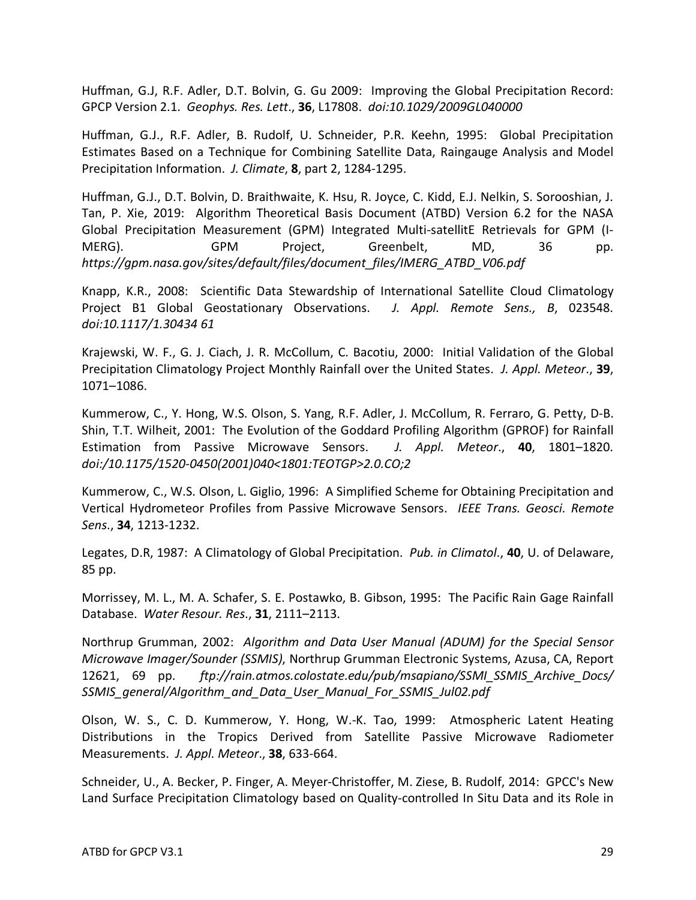Huffman, G.J, R.F. Adler, D.T. Bolvin, G. Gu 2009: Improving the Global Precipitation Record: GPCP Version 2.1. *Geophys. Res. Lett*., **36**, L17808. *doi:10.1029/2009GL040000*

Huffman, G.J., R.F. Adler, B. Rudolf, U. Schneider, P.R. Keehn, 1995: Global Precipitation Estimates Based on a Technique for Combining Satellite Data, Raingauge Analysis and Model Precipitation Information. *J. Climate*, **8**, part 2, 1284-1295.

Huffman, G.J., D.T. Bolvin, D. Braithwaite, K. Hsu, R. Joyce, C. Kidd, E.J. Nelkin, S. Sorooshian, J. Tan, P. Xie, 2019: Algorithm Theoretical Basis Document (ATBD) Version 6.2 for the NASA Global Precipitation Measurement (GPM) Integrated Multi-satellitE Retrievals for GPM (I-MERG). GPM Project, Greenbelt, MD, 36 pp. *https://gpm.nasa.gov/sites/default/files/document_files/IMERG_ATBD_V06.pdf*

Knapp, K.R., 2008: Scientific Data Stewardship of International Satellite Cloud Climatology Project B1 Global Geostationary Observations. *J. Appl. Remote Sens., B*, 023548. *doi:10.1117/1.30434 61*

Krajewski, W. F., G. J. Ciach, J. R. McCollum, C. Bacotiu, 2000: Initial Validation of the Global Precipitation Climatology Project Monthly Rainfall over the United States. *J. Appl. Meteor*., **39**, 1071–1086.

Kummerow, C., Y. Hong, W.S. Olson, S. Yang, R.F. Adler, J. McCollum, R. Ferraro, G. Petty, D-B. Shin, T.T. Wilheit, 2001: The Evolution of the Goddard Profiling Algorithm (GPROF) for Rainfall Estimation from Passive Microwave Sensors. *J. Appl. Meteor*., **40**, 1801–1820. *doi:/10.1175/1520-0450(2001)040<1801:TEOTGP>2.0.CO;2*

Kummerow, C., W.S. Olson, L. Giglio, 1996: A Simplified Scheme for Obtaining Precipitation and Vertical Hydrometeor Profiles from Passive Microwave Sensors. *IEEE Trans. Geosci. Remote Sens*., **34**, 1213-1232.

Legates, D.R, 1987: A Climatology of Global Precipitation. *Pub. in Climatol*., **40**, U. of Delaware, 85 pp.

Morrissey, M. L., M. A. Schafer, S. E. Postawko, B. Gibson, 1995: The Pacific Rain Gage Rainfall Database. *Water Resour. Res*., **31**, 2111–2113.

Northrup Grumman, 2002: *Algorithm and Data User Manual (ADUM) for the Special Sensor Microwave Imager/Sounder (SSMIS)*, Northrup Grumman Electronic Systems, Azusa, CA, Report 12621, 69 pp. *ftp://rain.atmos.colostate.edu/pub/msapiano/SSMI_SSMIS_Archive_Docs/SSMIS_general/Algorithm_and_Data_User_Manual_For_SSMIS_Jul02.pdf*

Olson, W. S., C. D. Kummerow, Y. Hong, W.-K. Tao, 1999: Atmospheric Latent Heating Distributions in the Tropics Derived from Satellite Passive Microwave Radiometer Measurements. *J. Appl. Meteor*., **38**, 633-664.

Schneider, U., A. Becker, P. Finger, A. Meyer-Christoffer, M. Ziese, B. Rudolf, 2014: GPCC's New Land Surface Precipitation Climatology based on Quality-controlled In Situ Data and its Role in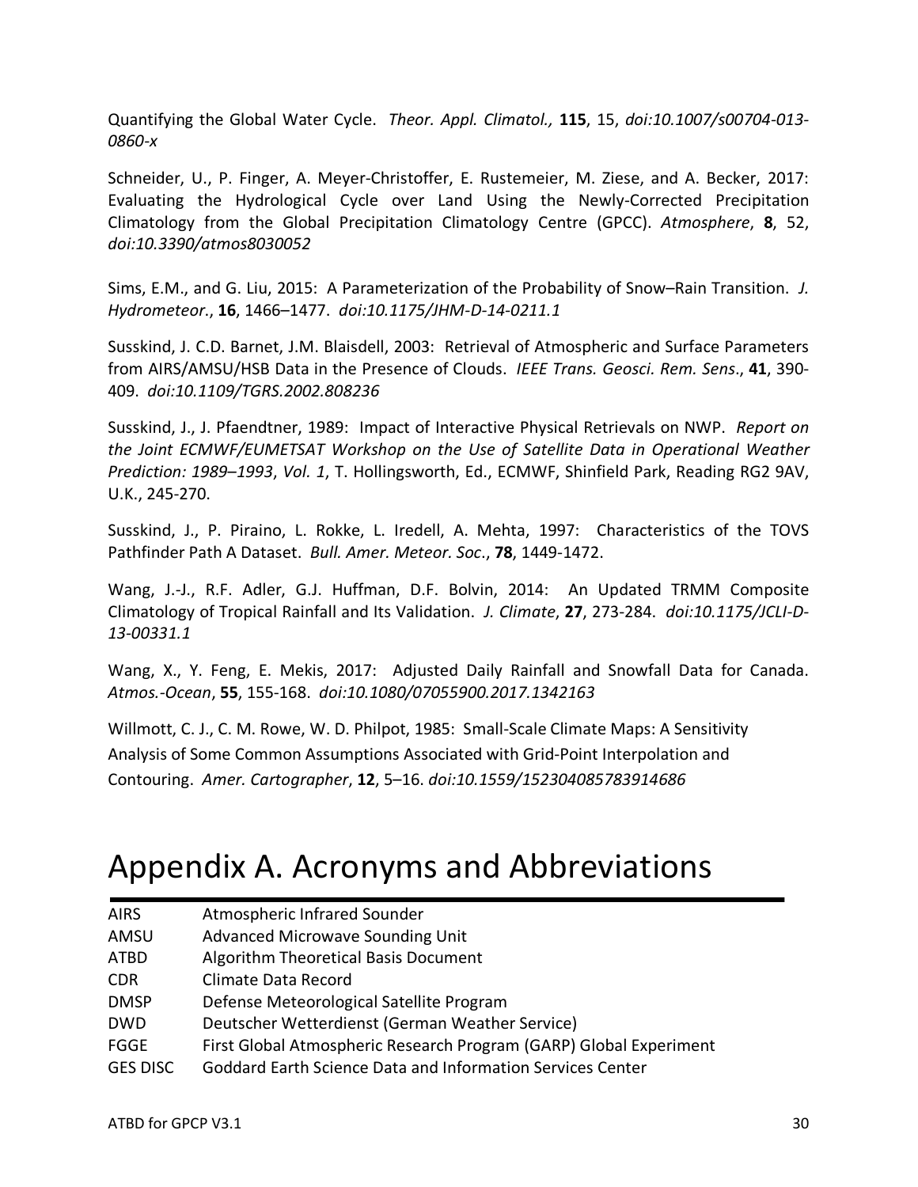Quantifying the Global Water Cycle. *Theor. Appl. Climatol.,* **115**, 15, *doi:10.1007/s00704-013-0860-x*

Schneider, U., P. Finger, A. Meyer-Christoffer, E. Rustemeier, M. Ziese, and A. Becker, 2017: Evaluating the Hydrological Cycle over Land Using the Newly-Corrected Precipitation Climatology from the Global Precipitation Climatology Centre (GPCC). *Atmosphere*, **8**, 52, *doi:10.3390/atmos8030052*

Sims, E.M., and G. Liu, 2015: A Parameterization of the Probability of Snow–Rain Transition. *J. Hydrometeor.*, **16**, 1466–1477. *doi:10.1175/JHM-D-14-0211.1*

Susskind, J. C.D. Barnet, J.M. Blaisdell, 2003: Retrieval of Atmospheric and Surface Parameters from AIRS/AMSU/HSB Data in the Presence of Clouds. *IEEE Trans. Geosci. Rem. Sens.*, **41**, 390-409. *doi:10.1109/TGRS.2002.808236*

Susskind, J., J. Pfaendtner, 1989: Impact of Interactive Physical Retrievals on NWP. *Report on the Joint ECMWF/EUMETSAT Workshop on the Use of Satellite Data in Operational Weather Prediction: 1989–1993*, *Vol. 1*, T. Hollingsworth, Ed., ECMWF, Shinfield Park, Reading RG2 9AV, U.K., 245-270.

Susskind, J., P. Piraino, L. Rokke, L. Iredell, A. Mehta, 1997: Characteristics of the TOVS Pathfinder Path A Dataset. *Bull. Amer. Meteor. Soc.*, **78**, 1449-1472.

Wang, J.-J., R.F. Adler, G.J. Huffman, D.F. Bolvin, 2014: An Updated TRMM Composite Climatology of Tropical Rainfall and Its Validation. *J. Climate*, **27**, 273-284. *doi:10.1175/JCLI-D-13-00331.1*

Wang, X., Y. Feng, E. Mekis, 2017: Adjusted Daily Rainfall and Snowfall Data for Canada. *Atmos.-Ocean*, **55**, 155-168. *doi:10.1080/07055900.2017.1342163*

Willmott, C. J., C. M. Rowe, W. D. Philpot, 1985: Small-Scale Climate Maps: A Sensitivity Analysis of Some Common Assumptions Associated with Grid-Point Interpolation and Contouring. *Amer. Cartographer*, **12**, 5–16. *doi:10.1559/152304085783914686*

# Appendix A. Acronyms and Abbreviations

| | |
|---|---|
| AIRS | Atmospheric Infrared Sounder |
| AMSU | Advanced Microwave Sounding Unit |
| ATBD | Algorithm Theoretical Basis Document |
| CDR | Climate Data Record |
| DMSP | Defense Meteorological Satellite Program |
| DWD | Deutscher Wetterdienst (German Weather Service) |
| FGGE | First Global Atmospheric Research Program (GARP) Global Experiment |
| GES DISC | Goddard Earth Science Data and Information Services Center |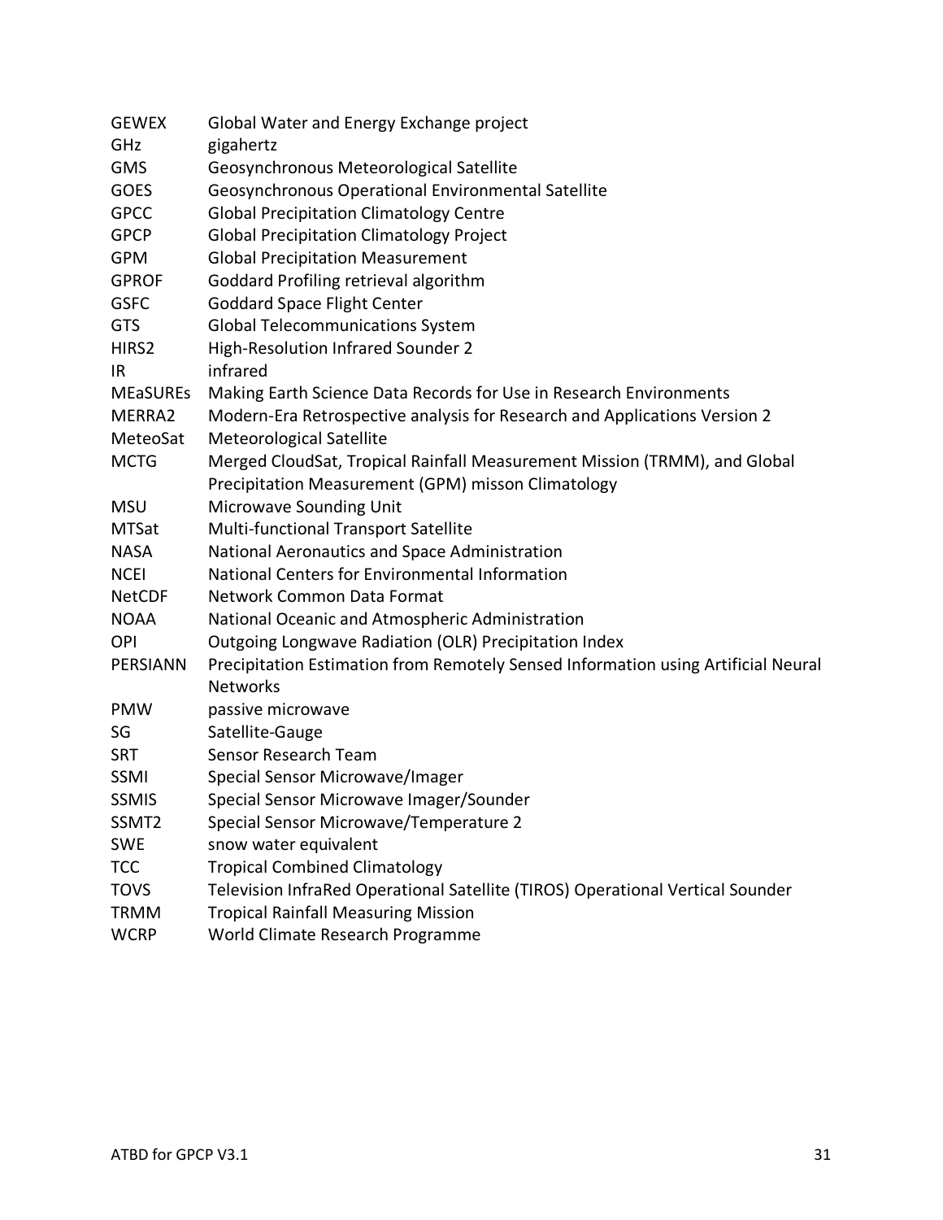| | |
|---|---|
| GEWEX | Global Water and Energy Exchange project |
| GHz | gigahertz |
| GMS | Geosynchronous Meteorological Satellite |
| GOES | Geosynchronous Operational Environmental Satellite |
| GPCC | Global Precipitation Climatology Centre |
| GPCP | Global Precipitation Climatology Project |
| GPM | Global Precipitation Measurement |
| GPROF | Goddard Profiling retrieval algorithm |
| GSFC | Goddard Space Flight Center |
| GTS | Global Telecommunications System |
| HIRS2 | High-Resolution Infrared Sounder 2 |
| IR | infrared |
| MEaSUREs | Making Earth Science Data Records for Use in Research Environments |
| MERRA2 | Modern-Era Retrospective analysis for Research and Applications Version 2 |
| MeteoSat | Meteorological Satellite |
| MCTG | Merged CloudSat, Tropical Rainfall Measurement Mission (TRMM), and Global Precipitation Measurement (GPM) misson Climatology |
| MSU | Microwave Sounding Unit |
| MTSat | Multi-functional Transport Satellite |
| NASA | National Aeronautics and Space Administration |
| NCEI | National Centers for Environmental Information |
| NetCDF | Network Common Data Format |
| NOAA | National Oceanic and Atmospheric Administration |
| OPI | Outgoing Longwave Radiation (OLR) Precipitation Index |
| PERSIANN | Precipitation Estimation from Remotely Sensed Information using Artificial Neural Networks |
| PMW | passive microwave |
| SG | Satellite-Gauge |
| SRT | Sensor Research Team |
| SSMI | Special Sensor Microwave/Imager |
| SSMIS | Special Sensor Microwave Imager/Sounder |
| SSMT2 | Special Sensor Microwave/Temperature 2 |
| SWE | snow water equivalent |
| TCC | Tropical Combined Climatology |
| TOVS | Television InfraRed Operational Satellite (TIROS) Operational Vertical Sounder |
| TRMM | Tropical Rainfall Measuring Mission |
| WCRP | World Climate Research Programme |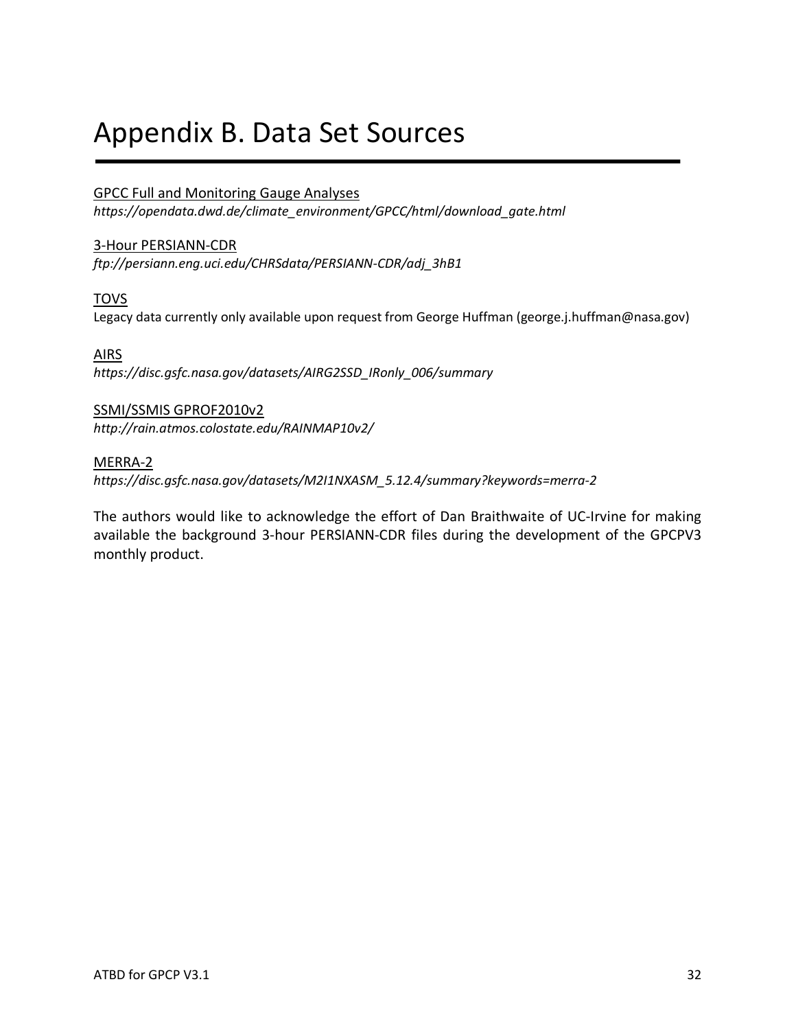# Appendix B. Data Set Sources

GPCC Full and Monitoring Gauge Analyses
*https://opendata.dwd.de/climate_environment/GPCC/html/download_gate.html*

3-Hour PERSIANN-CDR
*ftp://persiann.eng.uci.edu/CHRSdata/PERSIANN-CDR/adj_3hB1*

TOVS
Legacy data currently only available upon request from George Huffman (george.j.huffman@nasa.gov)

AIRS
*https://disc.gsfc.nasa.gov/datasets/AIRG2SSD_IRonly_006/summary*

SSMI/SSMIS GPROF2010v2
*http://rain.atmos.colostate.edu/RAINMAP10v2/*

MERRA-2
*https://disc.gsfc.nasa.gov/datasets/M2I1NXASM_5.12.4/summary?keywords=merra-2*

The authors would like to acknowledge the effort of Dan Braithwaite of UC-Irvine for making available the background 3-hour PERSIANN-CDR files during the development of the GPCPV3 monthly product.